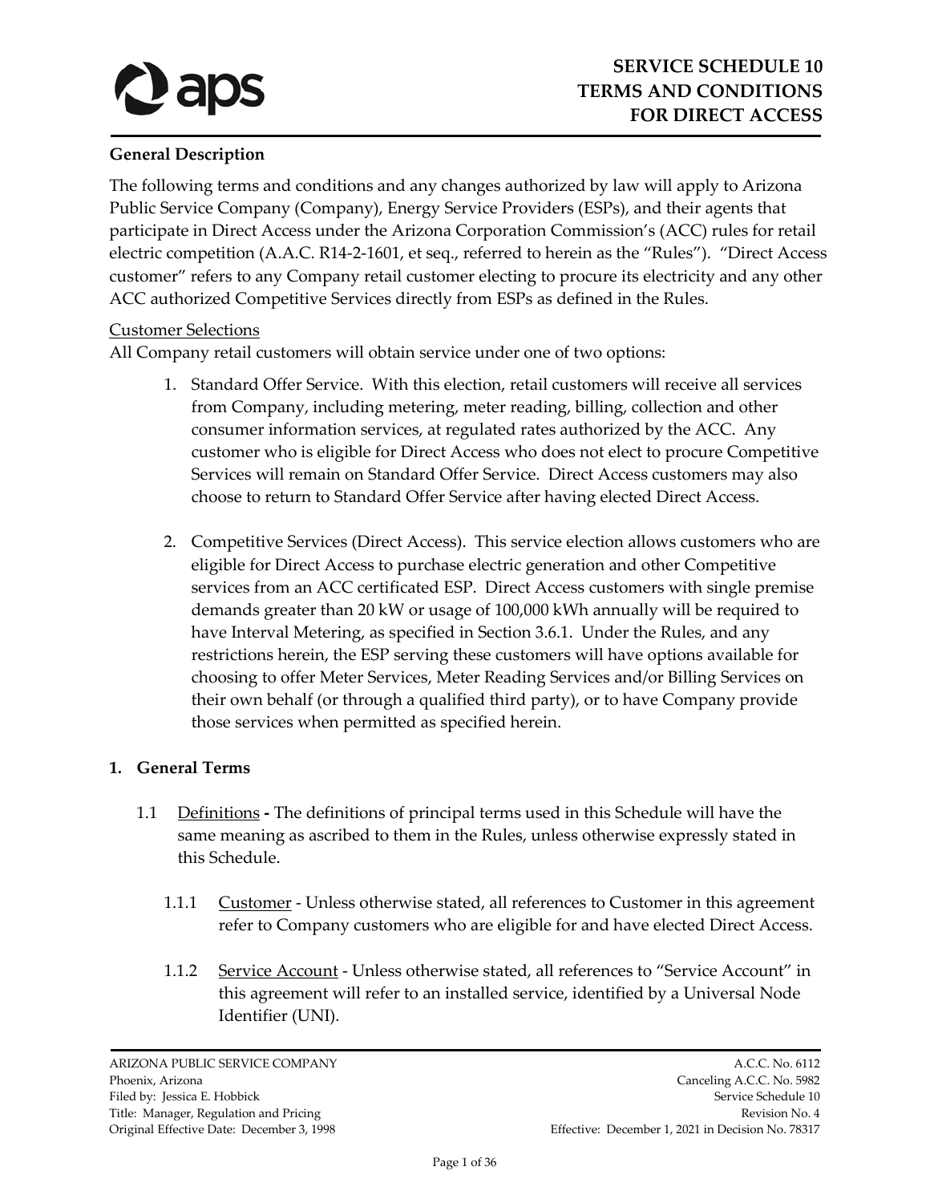# SERVICE SCHEDULE 10
# TERMS AND CONDITIONS FOR DIRECT ACCESS

**General Description**

The following terms and conditions and any changes authorized by law will apply to Arizona Public Service Company (Company), Energy Service Providers (ESPs), and their agents that participate in Direct Access under the Arizona Corporation Commission's (ACC) rules for retail electric competition (A.A.C. R14-2-1601, et seq., referred to herein as the "Rules"). "Direct Access customer" refers to any Company retail customer electing to procure its electricity and any other ACC authorized Competitive Services directly from ESPs as defined in the Rules.

Customer Selections

All Company retail customers will obtain service under one of two options:

1. Standard Offer Service. With this election, retail customers will receive all services from Company, including metering, meter reading, billing, collection and other consumer information services, at regulated rates authorized by the ACC. Any customer who is eligible for Direct Access who does not elect to procure Competitive Services will remain on Standard Offer Service. Direct Access customers may also choose to return to Standard Offer Service after having elected Direct Access.

2. Competitive Services (Direct Access). This service election allows customers who are eligible for Direct Access to purchase electric generation and other Competitive services from an ACC certificated ESP. Direct Access customers with single premise demands greater than 20 kW or usage of 100,000 kWh annually will be required to have Interval Metering, as specified in Section 3.6.1. Under the Rules, and any restrictions herein, the ESP serving these customers will have options available for choosing to offer Meter Services, Meter Reading Services and/or Billing Services on their own behalf (or through a qualified third party), or to have Company provide those services when permitted as specified herein.

**1. General Terms**

1.1 Definitions **-** The definitions of principal terms used in this Schedule will have the same meaning as ascribed to them in the Rules, unless otherwise expressly stated in this Schedule.

1.1.1 Customer - Unless otherwise stated, all references to Customer in this agreement refer to Company customers who are eligible for and have elected Direct Access.

1.1.2 Service Account - Unless otherwise stated, all references to "Service Account" in this agreement will refer to an installed service, identified by a Universal Node Identifier (UNI).

ARIZONA PUBLIC SERVICE COMPANY
Phoenix, Arizona
Filed by: Jessica E. Hobbick
Title: Manager, Regulation and Pricing
Original Effective Date: December 3, 1998

A.C.C. No. 6112
Canceling A.C.C. No. 5982
Service Schedule 10
Revision No. 4
Effective: December 1, 2021 in Decision No. 78317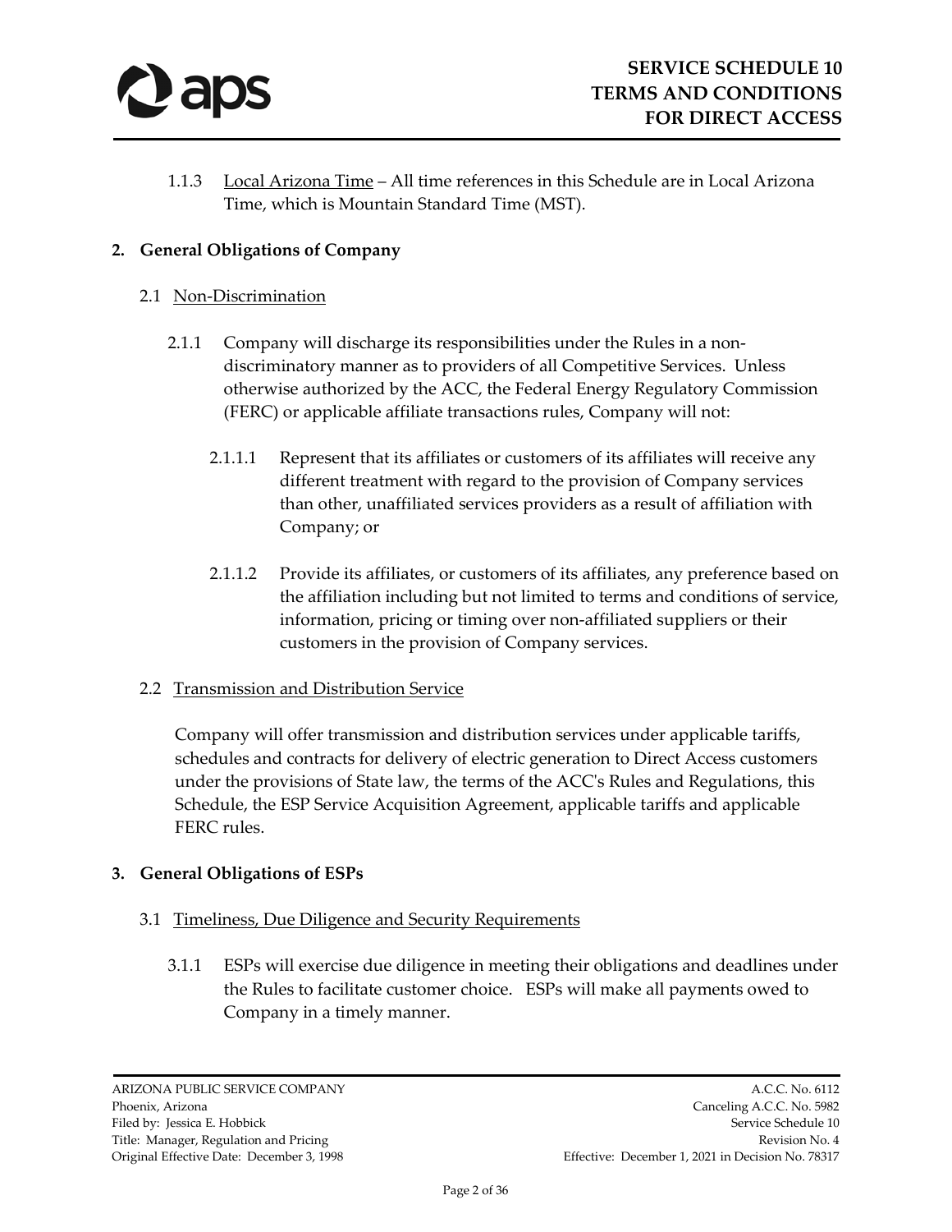1.1.3 Local Arizona Time – All time references in this Schedule are in Local Arizona Time, which is Mountain Standard Time (MST).

## 2. General Obligations of Company

### 2.1 Non-Discrimination

2.1.1 Company will discharge its responsibilities under the Rules in a non-discriminatory manner as to providers of all Competitive Services. Unless otherwise authorized by the ACC, the Federal Energy Regulatory Commission (FERC) or applicable affiliate transactions rules, Company will not:

2.1.1.1 Represent that its affiliates or customers of its affiliates will receive any different treatment with regard to the provision of Company services than other, unaffiliated services providers as a result of affiliation with Company; or

2.1.1.2 Provide its affiliates, or customers of its affiliates, any preference based on the affiliation including but not limited to terms and conditions of service, information, pricing or timing over non-affiliated suppliers or their customers in the provision of Company services.

### 2.2 Transmission and Distribution Service

Company will offer transmission and distribution services under applicable tariffs, schedules and contracts for delivery of electric generation to Direct Access customers under the provisions of State law, the terms of the ACC's Rules and Regulations, this Schedule, the ESP Service Acquisition Agreement, applicable tariffs and applicable FERC rules.

## 3. General Obligations of ESPs

### 3.1 Timeliness, Due Diligence and Security Requirements

3.1.1 ESPs will exercise due diligence in meeting their obligations and deadlines under the Rules to facilitate customer choice. ESPs will make all payments owed to Company in a timely manner.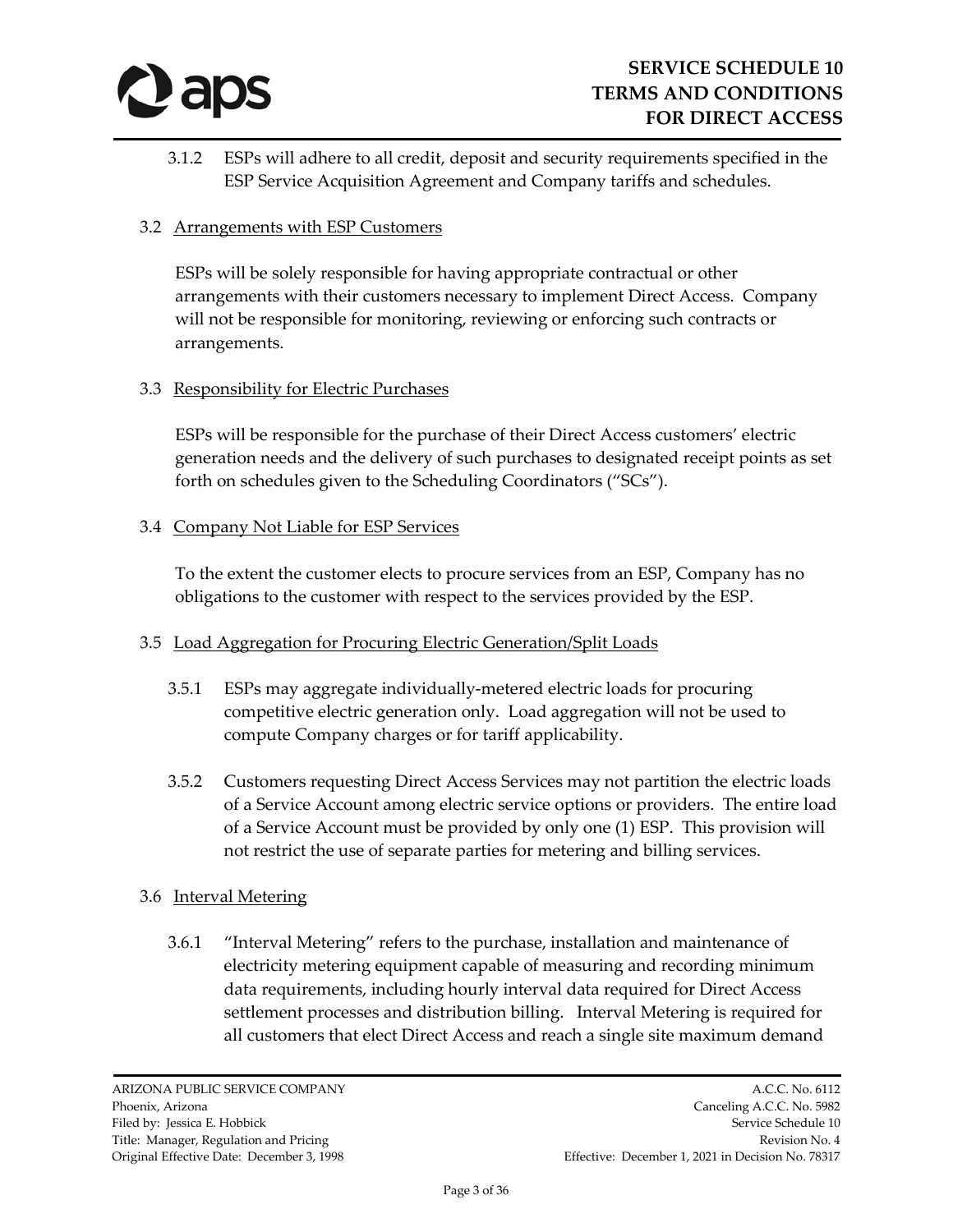3.1.2 ESPs will adhere to all credit, deposit and security requirements specified in the ESP Service Acquisition Agreement and Company tariffs and schedules.

### 3.2 Arrangements with ESP Customers

ESPs will be solely responsible for having appropriate contractual or other arrangements with their customers necessary to implement Direct Access. Company will not be responsible for monitoring, reviewing or enforcing such contracts or arrangements.

### 3.3 Responsibility for Electric Purchases

ESPs will be responsible for the purchase of their Direct Access customers' electric generation needs and the delivery of such purchases to designated receipt points as set forth on schedules given to the Scheduling Coordinators ("SCs").

### 3.4 Company Not Liable for ESP Services

To the extent the customer elects to procure services from an ESP, Company has no obligations to the customer with respect to the services provided by the ESP.

### 3.5 Load Aggregation for Procuring Electric Generation/Split Loads

3.5.1 ESPs may aggregate individually-metered electric loads for procuring competitive electric generation only. Load aggregation will not be used to compute Company charges or for tariff applicability.

3.5.2 Customers requesting Direct Access Services may not partition the electric loads of a Service Account among electric service options or providers. The entire load of a Service Account must be provided by only one (1) ESP. This provision will not restrict the use of separate parties for metering and billing services.

### 3.6 Interval Metering

3.6.1 "Interval Metering" refers to the purchase, installation and maintenance of electricity metering equipment capable of measuring and recording minimum data requirements, including hourly interval data required for Direct Access settlement processes and distribution billing. Interval Metering is required for all customers that elect Direct Access and reach a single site maximum demand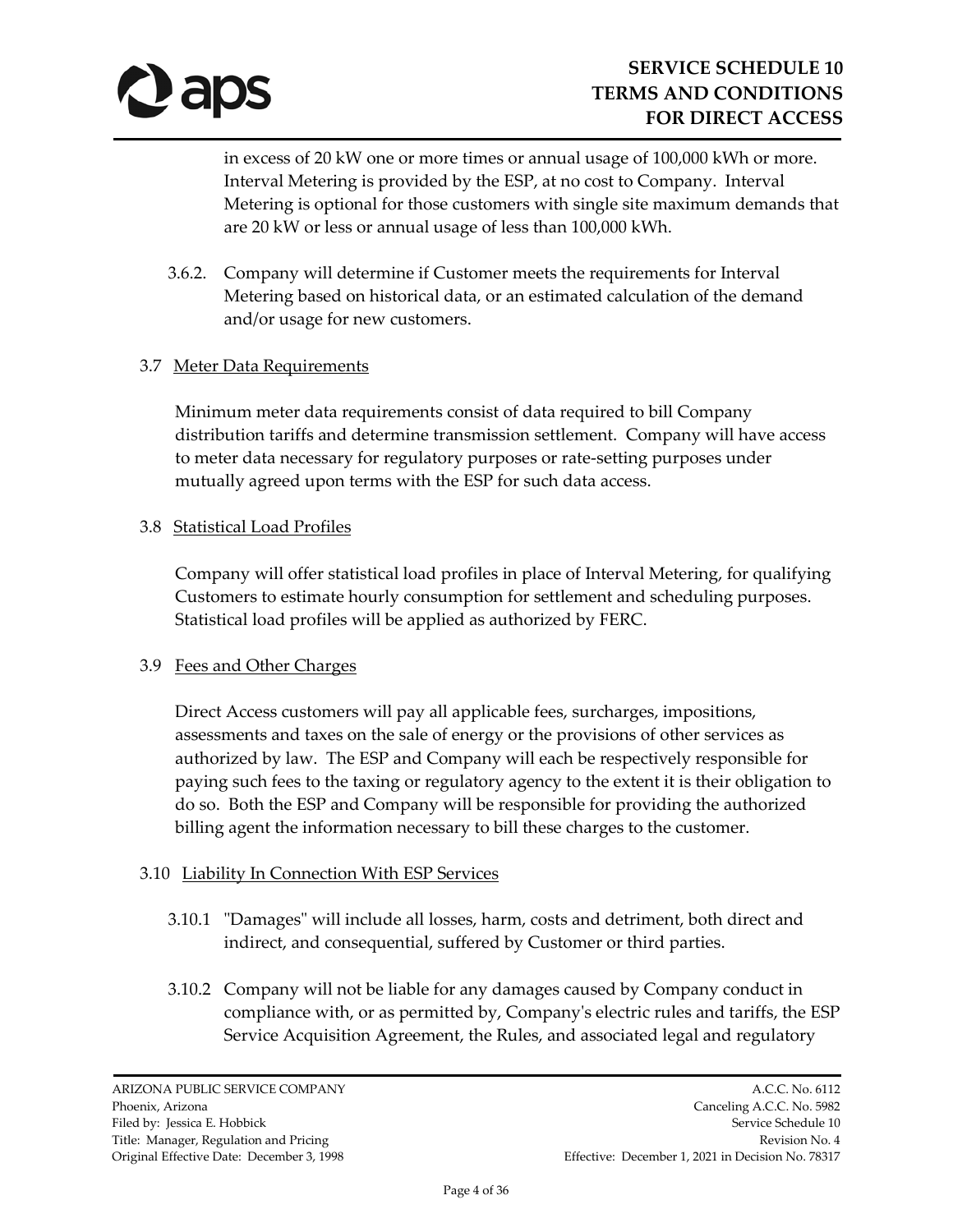in excess of 20 kW one or more times or annual usage of 100,000 kWh or more. Interval Metering is provided by the ESP, at no cost to Company. Interval Metering is optional for those customers with single site maximum demands that are 20 kW or less or annual usage of less than 100,000 kWh.

3.6.2. Company will determine if Customer meets the requirements for Interval Metering based on historical data, or an estimated calculation of the demand and/or usage for new customers.

3.7 Meter Data Requirements

Minimum meter data requirements consist of data required to bill Company distribution tariffs and determine transmission settlement. Company will have access to meter data necessary for regulatory purposes or rate-setting purposes under mutually agreed upon terms with the ESP for such data access.

3.8 Statistical Load Profiles

Company will offer statistical load profiles in place of Interval Metering, for qualifying Customers to estimate hourly consumption for settlement and scheduling purposes. Statistical load profiles will be applied as authorized by FERC.

3.9 Fees and Other Charges

Direct Access customers will pay all applicable fees, surcharges, impositions, assessments and taxes on the sale of energy or the provisions of other services as authorized by law. The ESP and Company will each be respectively responsible for paying such fees to the taxing or regulatory agency to the extent it is their obligation to do so. Both the ESP and Company will be responsible for providing the authorized billing agent the information necessary to bill these charges to the customer.

3.10 Liability In Connection With ESP Services

3.10.1 "Damages" will include all losses, harm, costs and detriment, both direct and indirect, and consequential, suffered by Customer or third parties.

3.10.2 Company will not be liable for any damages caused by Company conduct in compliance with, or as permitted by, Company's electric rules and tariffs, the ESP Service Acquisition Agreement, the Rules, and associated legal and regulatory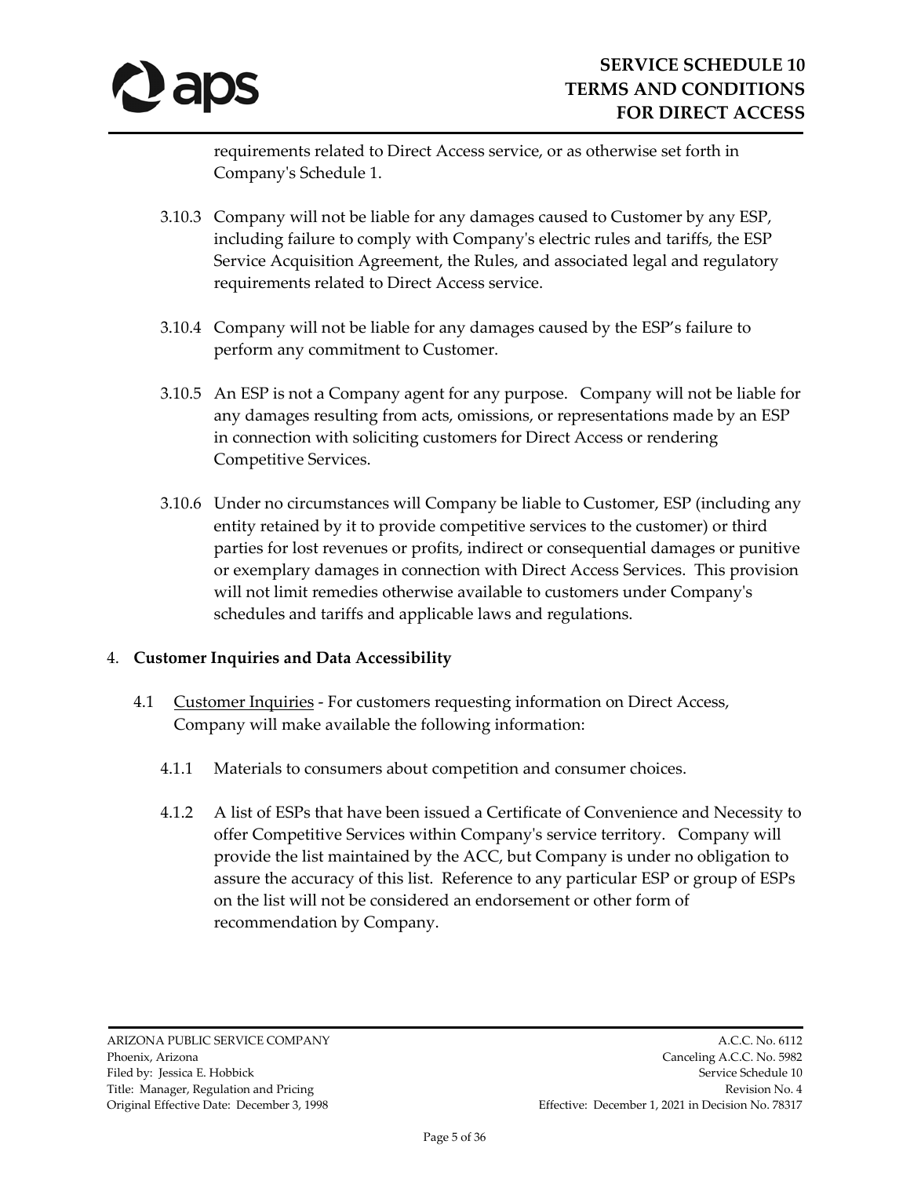requirements related to Direct Access service, or as otherwise set forth in Company's Schedule 1.

3.10.3 Company will not be liable for any damages caused to Customer by any ESP, including failure to comply with Company's electric rules and tariffs, the ESP Service Acquisition Agreement, the Rules, and associated legal and regulatory requirements related to Direct Access service.

3.10.4 Company will not be liable for any damages caused by the ESP's failure to perform any commitment to Customer.

3.10.5 An ESP is not a Company agent for any purpose. Company will not be liable for any damages resulting from acts, omissions, or representations made by an ESP in connection with soliciting customers for Direct Access or rendering Competitive Services.

3.10.6 Under no circumstances will Company be liable to Customer, ESP (including any entity retained by it to provide competitive services to the customer) or third parties for lost revenues or profits, indirect or consequential damages or punitive or exemplary damages in connection with Direct Access Services. This provision will not limit remedies otherwise available to customers under Company's schedules and tariffs and applicable laws and regulations.

4. **Customer Inquiries and Data Accessibility**

4.1 Customer Inquiries - For customers requesting information on Direct Access, Company will make available the following information:

4.1.1 Materials to consumers about competition and consumer choices.

4.1.2 A list of ESPs that have been issued a Certificate of Convenience and Necessity to offer Competitive Services within Company's service territory. Company will provide the list maintained by the ACC, but Company is under no obligation to assure the accuracy of this list. Reference to any particular ESP or group of ESPs on the list will not be considered an endorsement or other form of recommendation by Company.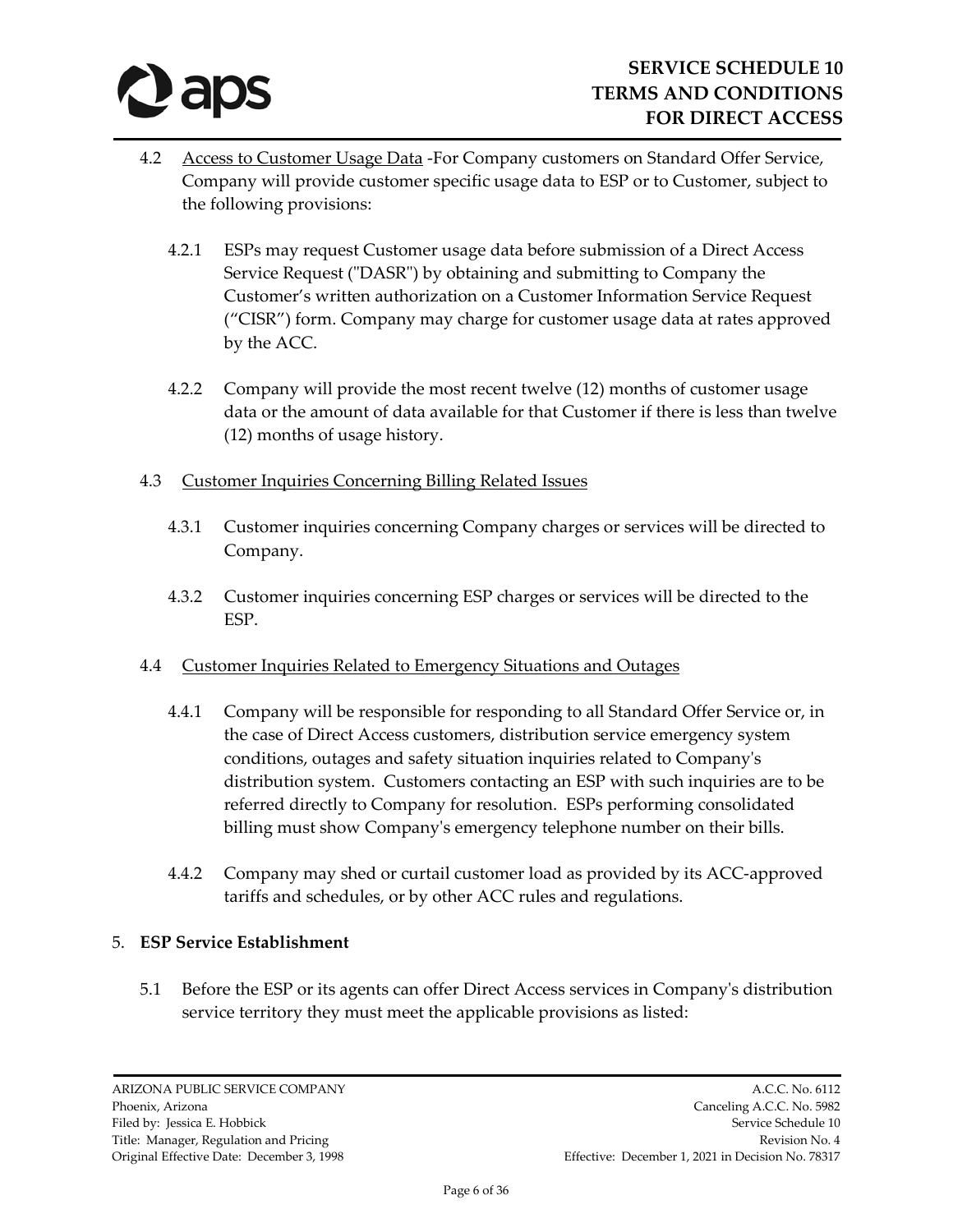4.2 Access to Customer Usage Data -For Company customers on Standard Offer Service, Company will provide customer specific usage data to ESP or to Customer, subject to the following provisions:

4.2.1 ESPs may request Customer usage data before submission of a Direct Access Service Request ("DASR") by obtaining and submitting to Company the Customer's written authorization on a Customer Information Service Request ("CISR") form. Company may charge for customer usage data at rates approved by the ACC.

4.2.2 Company will provide the most recent twelve (12) months of customer usage data or the amount of data available for that Customer if there is less than twelve (12) months of usage history.

4.3 Customer Inquiries Concerning Billing Related Issues

4.3.1 Customer inquiries concerning Company charges or services will be directed to Company.

4.3.2 Customer inquiries concerning ESP charges or services will be directed to the ESP.

4.4 Customer Inquiries Related to Emergency Situations and Outages

4.4.1 Company will be responsible for responding to all Standard Offer Service or, in the case of Direct Access customers, distribution service emergency system conditions, outages and safety situation inquiries related to Company's distribution system. Customers contacting an ESP with such inquiries are to be referred directly to Company for resolution. ESPs performing consolidated billing must show Company's emergency telephone number on their bills.

4.4.2 Company may shed or curtail customer load as provided by its ACC-approved tariffs and schedules, or by other ACC rules and regulations.

## 5. ESP Service Establishment

5.1 Before the ESP or its agents can offer Direct Access services in Company's distribution service territory they must meet the applicable provisions as listed: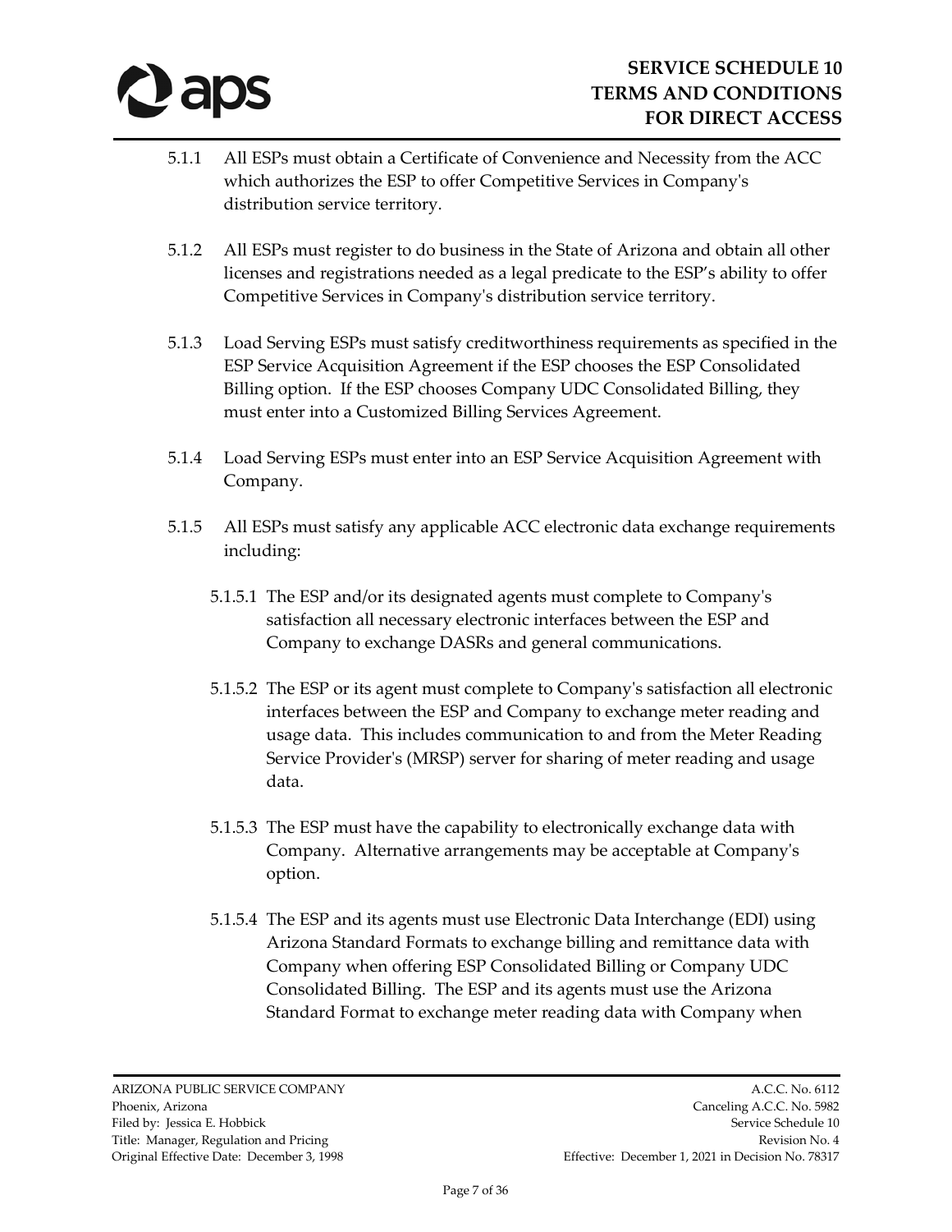5.1.1 All ESPs must obtain a Certificate of Convenience and Necessity from the ACC which authorizes the ESP to offer Competitive Services in Company's distribution service territory.

5.1.2 All ESPs must register to do business in the State of Arizona and obtain all other licenses and registrations needed as a legal predicate to the ESP's ability to offer Competitive Services in Company's distribution service territory.

5.1.3 Load Serving ESPs must satisfy creditworthiness requirements as specified in the ESP Service Acquisition Agreement if the ESP chooses the ESP Consolidated Billing option. If the ESP chooses Company UDC Consolidated Billing, they must enter into a Customized Billing Services Agreement.

5.1.4 Load Serving ESPs must enter into an ESP Service Acquisition Agreement with Company.

5.1.5 All ESPs must satisfy any applicable ACC electronic data exchange requirements including:

5.1.5.1 The ESP and/or its designated agents must complete to Company's satisfaction all necessary electronic interfaces between the ESP and Company to exchange DASRs and general communications.

5.1.5.2 The ESP or its agent must complete to Company's satisfaction all electronic interfaces between the ESP and Company to exchange meter reading and usage data. This includes communication to and from the Meter Reading Service Provider's (MRSP) server for sharing of meter reading and usage data.

5.1.5.3 The ESP must have the capability to electronically exchange data with Company. Alternative arrangements may be acceptable at Company's option.

5.1.5.4 The ESP and its agents must use Electronic Data Interchange (EDI) using Arizona Standard Formats to exchange billing and remittance data with Company when offering ESP Consolidated Billing or Company UDC Consolidated Billing. The ESP and its agents must use the Arizona Standard Format to exchange meter reading data with Company when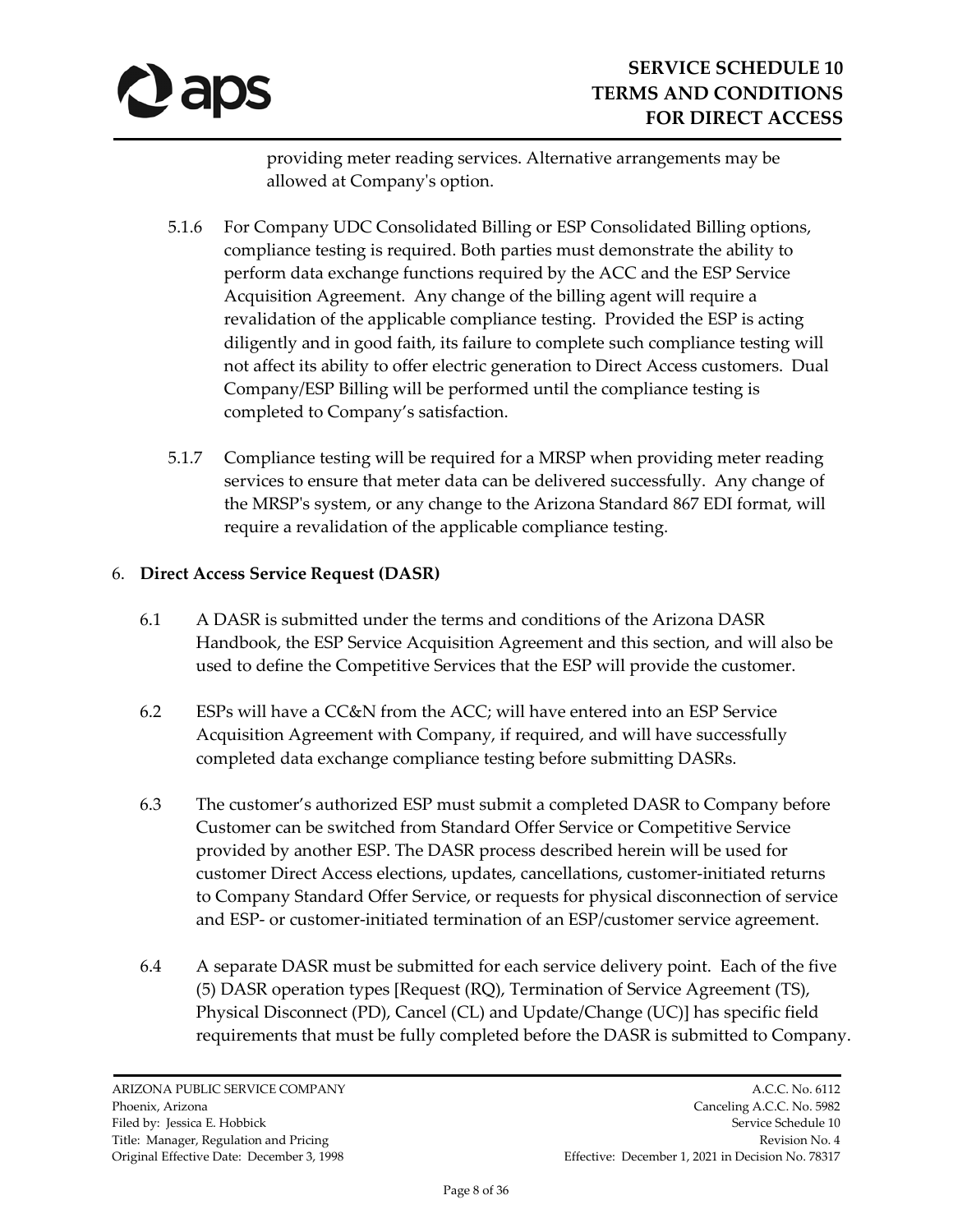providing meter reading services. Alternative arrangements may be allowed at Company's option.

5.1.6 For Company UDC Consolidated Billing or ESP Consolidated Billing options, compliance testing is required. Both parties must demonstrate the ability to perform data exchange functions required by the ACC and the ESP Service Acquisition Agreement. Any change of the billing agent will require a revalidation of the applicable compliance testing. Provided the ESP is acting diligently and in good faith, its failure to complete such compliance testing will not affect its ability to offer electric generation to Direct Access customers. Dual Company/ESP Billing will be performed until the compliance testing is completed to Company's satisfaction.

5.1.7 Compliance testing will be required for a MRSP when providing meter reading services to ensure that meter data can be delivered successfully. Any change of the MRSP's system, or any change to the Arizona Standard 867 EDI format, will require a revalidation of the applicable compliance testing.

6. **Direct Access Service Request (DASR)**

6.1 A DASR is submitted under the terms and conditions of the Arizona DASR Handbook, the ESP Service Acquisition Agreement and this section, and will also be used to define the Competitive Services that the ESP will provide the customer.

6.2 ESPs will have a CC&N from the ACC; will have entered into an ESP Service Acquisition Agreement with Company, if required, and will have successfully completed data exchange compliance testing before submitting DASRs.

6.3 The customer's authorized ESP must submit a completed DASR to Company before Customer can be switched from Standard Offer Service or Competitive Service provided by another ESP. The DASR process described herein will be used for customer Direct Access elections, updates, cancellations, customer-initiated returns to Company Standard Offer Service, or requests for physical disconnection of service and ESP- or customer-initiated termination of an ESP/customer service agreement.

6.4 A separate DASR must be submitted for each service delivery point. Each of the five (5) DASR operation types [Request (RQ), Termination of Service Agreement (TS), Physical Disconnect (PD), Cancel (CL) and Update/Change (UC)] has specific field requirements that must be fully completed before the DASR is submitted to Company.

ARIZONA PUBLIC SERVICE COMPANY
Phoenix, Arizona
Filed by: Jessica E. Hobbick
Title: Manager, Regulation and Pricing
Original Effective Date: December 3, 1998

A.C.C. No. 6112
Canceling A.C.C. No. 5982
Service Schedule 10
Revision No. 4
Effective: December 1, 2021 in Decision No. 78317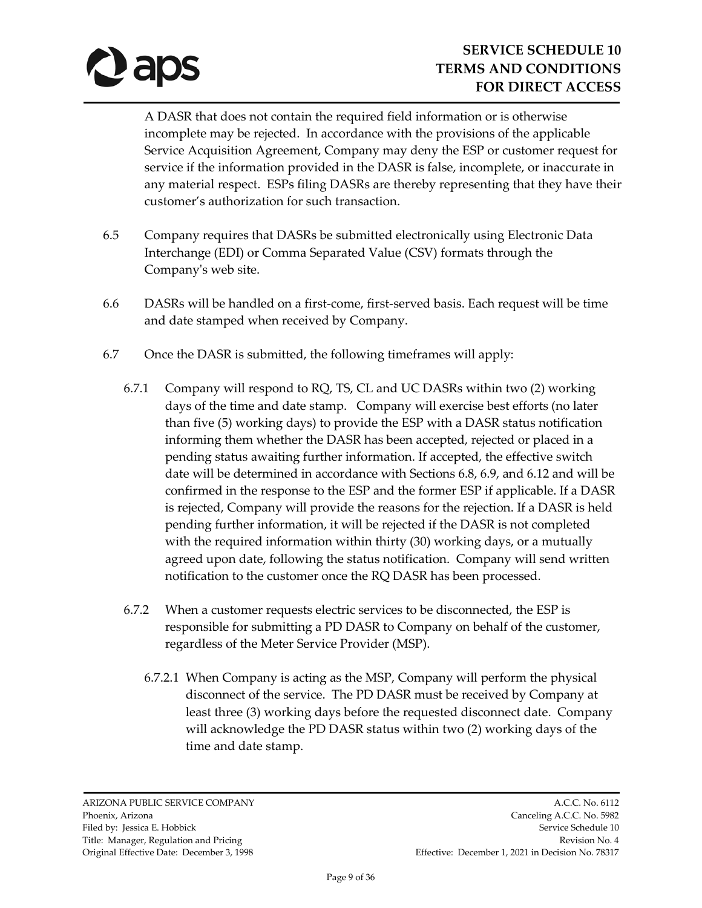A DASR that does not contain the required field information or is otherwise incomplete may be rejected. In accordance with the provisions of the applicable Service Acquisition Agreement, Company may deny the ESP or customer request for service if the information provided in the DASR is false, incomplete, or inaccurate in any material respect. ESPs filing DASRs are thereby representing that they have their customer's authorization for such transaction.

6.5 Company requires that DASRs be submitted electronically using Electronic Data Interchange (EDI) or Comma Separated Value (CSV) formats through the Company's web site.

6.6 DASRs will be handled on a first-come, first-served basis. Each request will be time and date stamped when received by Company.

6.7 Once the DASR is submitted, the following timeframes will apply:

6.7.1 Company will respond to RQ, TS, CL and UC DASRs within two (2) working days of the time and date stamp. Company will exercise best efforts (no later than five (5) working days) to provide the ESP with a DASR status notification informing them whether the DASR has been accepted, rejected or placed in a pending status awaiting further information. If accepted, the effective switch date will be determined in accordance with Sections 6.8, 6.9, and 6.12 and will be confirmed in the response to the ESP and the former ESP if applicable. If a DASR is rejected, Company will provide the reasons for the rejection. If a DASR is held pending further information, it will be rejected if the DASR is not completed with the required information within thirty (30) working days, or a mutually agreed upon date, following the status notification. Company will send written notification to the customer once the RQ DASR has been processed.

6.7.2 When a customer requests electric services to be disconnected, the ESP is responsible for submitting a PD DASR to Company on behalf of the customer, regardless of the Meter Service Provider (MSP).

6.7.2.1 When Company is acting as the MSP, Company will perform the physical disconnect of the service. The PD DASR must be received by Company at least three (3) working days before the requested disconnect date. Company will acknowledge the PD DASR status within two (2) working days of the time and date stamp.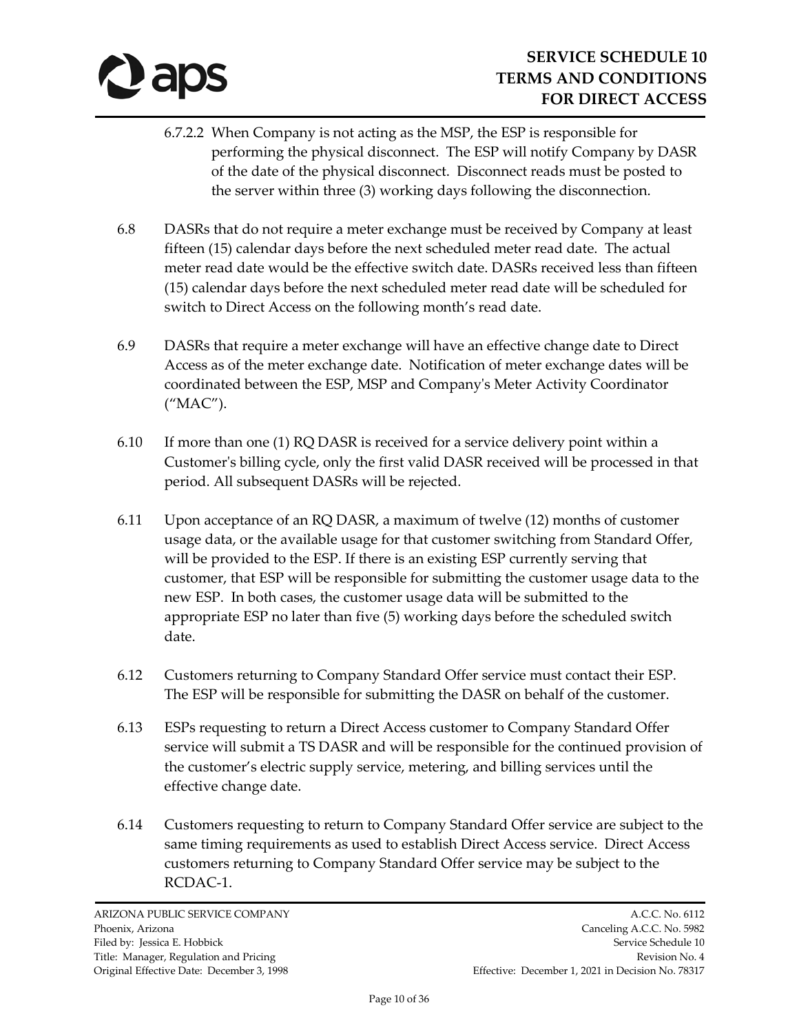6.7.2.2 When Company is not acting as the MSP, the ESP is responsible for performing the physical disconnect. The ESP will notify Company by DASR of the date of the physical disconnect. Disconnect reads must be posted to the server within three (3) working days following the disconnection.

6.8 DASRs that do not require a meter exchange must be received by Company at least fifteen (15) calendar days before the next scheduled meter read date. The actual meter read date would be the effective switch date. DASRs received less than fifteen (15) calendar days before the next scheduled meter read date will be scheduled for switch to Direct Access on the following month's read date.

6.9 DASRs that require a meter exchange will have an effective change date to Direct Access as of the meter exchange date. Notification of meter exchange dates will be coordinated between the ESP, MSP and Company's Meter Activity Coordinator ("MAC").

6.10 If more than one (1) RQ DASR is received for a service delivery point within a Customer's billing cycle, only the first valid DASR received will be processed in that period. All subsequent DASRs will be rejected.

6.11 Upon acceptance of an RQ DASR, a maximum of twelve (12) months of customer usage data, or the available usage for that customer switching from Standard Offer, will be provided to the ESP. If there is an existing ESP currently serving that customer, that ESP will be responsible for submitting the customer usage data to the new ESP. In both cases, the customer usage data will be submitted to the appropriate ESP no later than five (5) working days before the scheduled switch date.

6.12 Customers returning to Company Standard Offer service must contact their ESP. The ESP will be responsible for submitting the DASR on behalf of the customer.

6.13 ESPs requesting to return a Direct Access customer to Company Standard Offer service will submit a TS DASR and will be responsible for the continued provision of the customer's electric supply service, metering, and billing services until the effective change date.

6.14 Customers requesting to return to Company Standard Offer service are subject to the same timing requirements as used to establish Direct Access service. Direct Access customers returning to Company Standard Offer service may be subject to the RCDAC-1.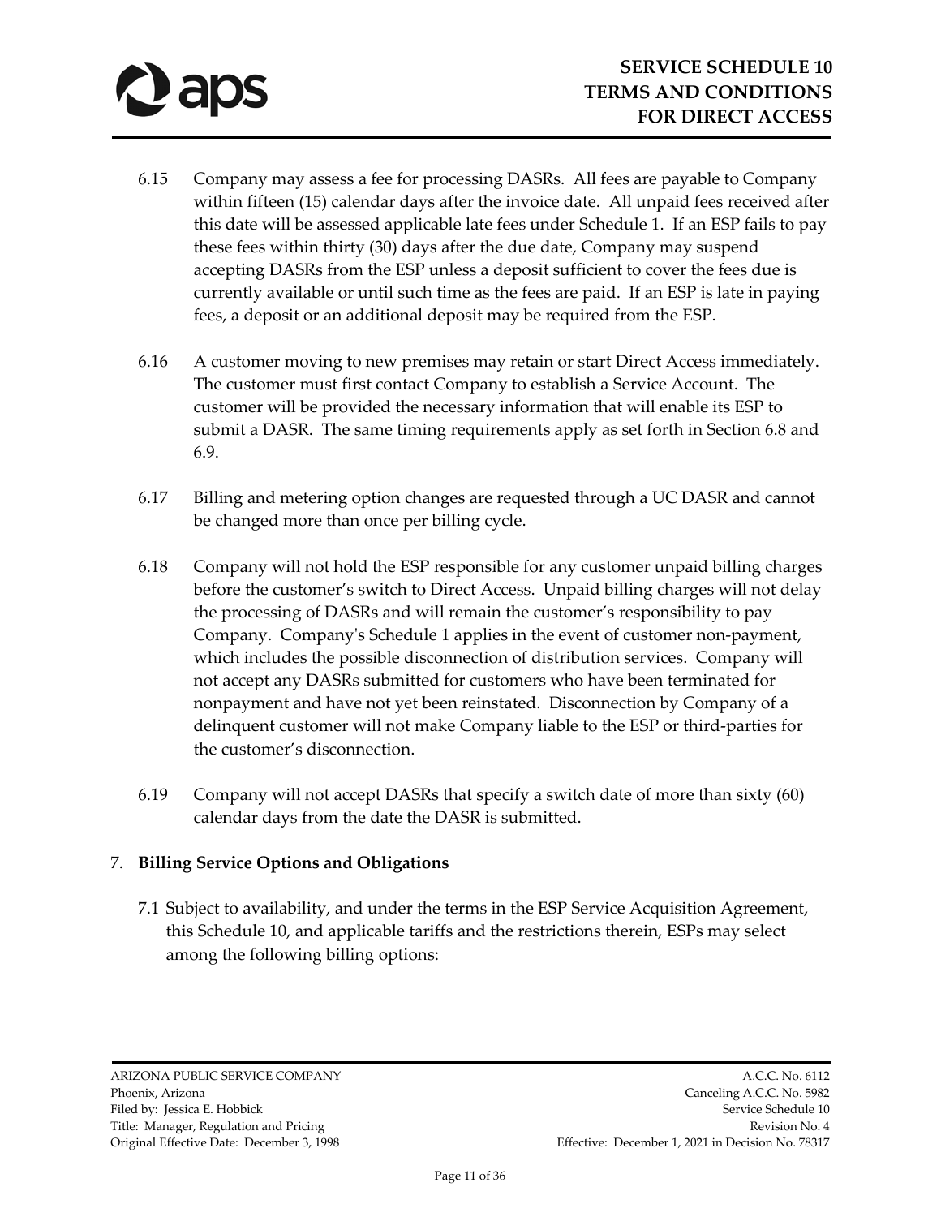6.15 Company may assess a fee for processing DASRs. All fees are payable to Company within fifteen (15) calendar days after the invoice date. All unpaid fees received after this date will be assessed applicable late fees under Schedule 1. If an ESP fails to pay these fees within thirty (30) days after the due date, Company may suspend accepting DASRs from the ESP unless a deposit sufficient to cover the fees due is currently available or until such time as the fees are paid. If an ESP is late in paying fees, a deposit or an additional deposit may be required from the ESP.

6.16 A customer moving to new premises may retain or start Direct Access immediately. The customer must first contact Company to establish a Service Account. The customer will be provided the necessary information that will enable its ESP to submit a DASR. The same timing requirements apply as set forth in Section 6.8 and 6.9.

6.17 Billing and metering option changes are requested through a UC DASR and cannot be changed more than once per billing cycle.

6.18 Company will not hold the ESP responsible for any customer unpaid billing charges before the customer's switch to Direct Access. Unpaid billing charges will not delay the processing of DASRs and will remain the customer's responsibility to pay Company. Company's Schedule 1 applies in the event of customer non-payment, which includes the possible disconnection of distribution services. Company will not accept any DASRs submitted for customers who have been terminated for nonpayment and have not yet been reinstated. Disconnection by Company of a delinquent customer will not make Company liable to the ESP or third-parties for the customer's disconnection.

6.19 Company will not accept DASRs that specify a switch date of more than sixty (60) calendar days from the date the DASR is submitted.

7. **Billing Service Options and Obligations**

7.1 Subject to availability, and under the terms in the ESP Service Acquisition Agreement, this Schedule 10, and applicable tariffs and the restrictions therein, ESPs may select among the following billing options: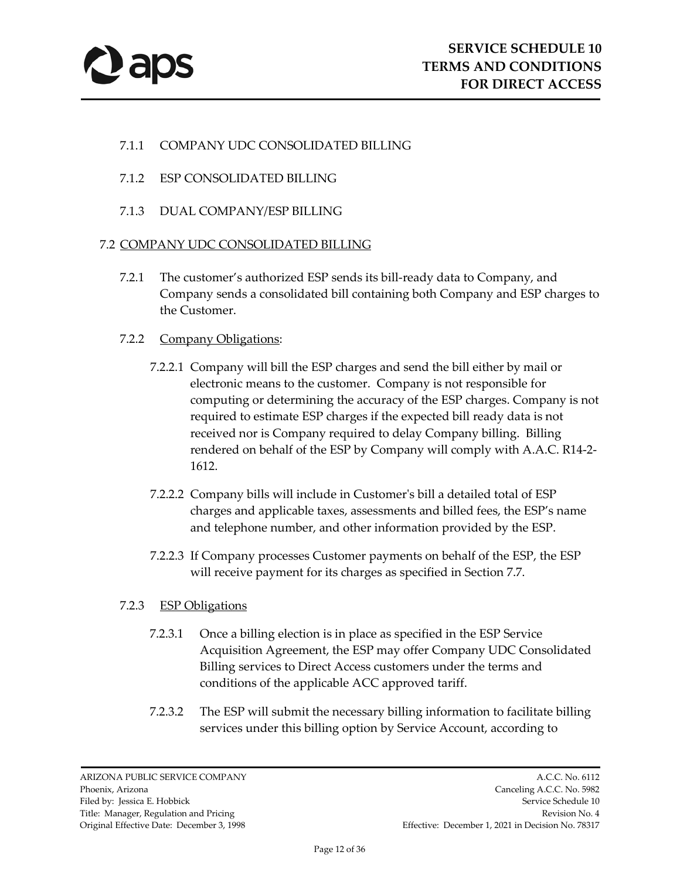7.1.1 COMPANY UDC CONSOLIDATED BILLING

7.1.2 ESP CONSOLIDATED BILLING

7.1.3 DUAL COMPANY/ESP BILLING

7.2 <u>COMPANY UDC CONSOLIDATED BILLING</u>

7.2.1 The customer's authorized ESP sends its bill-ready data to Company, and Company sends a consolidated bill containing both Company and ESP charges to the Customer.

7.2.2 <u>Company Obligations</u>:

7.2.2.1 Company will bill the ESP charges and send the bill either by mail or electronic means to the customer. Company is not responsible for computing or determining the accuracy of the ESP charges. Company is not required to estimate ESP charges if the expected bill ready data is not received nor is Company required to delay Company billing. Billing rendered on behalf of the ESP by Company will comply with A.A.C. R14-2-1612.

7.2.2.2 Company bills will include in Customer's bill a detailed total of ESP charges and applicable taxes, assessments and billed fees, the ESP's name and telephone number, and other information provided by the ESP.

7.2.2.3 If Company processes Customer payments on behalf of the ESP, the ESP will receive payment for its charges as specified in Section 7.7.

7.2.3 <u>ESP Obligations</u>

7.2.3.1 Once a billing election is in place as specified in the ESP Service Acquisition Agreement, the ESP may offer Company UDC Consolidated Billing services to Direct Access customers under the terms and conditions of the applicable ACC approved tariff.

7.2.3.2 The ESP will submit the necessary billing information to facilitate billing services under this billing option by Service Account, according to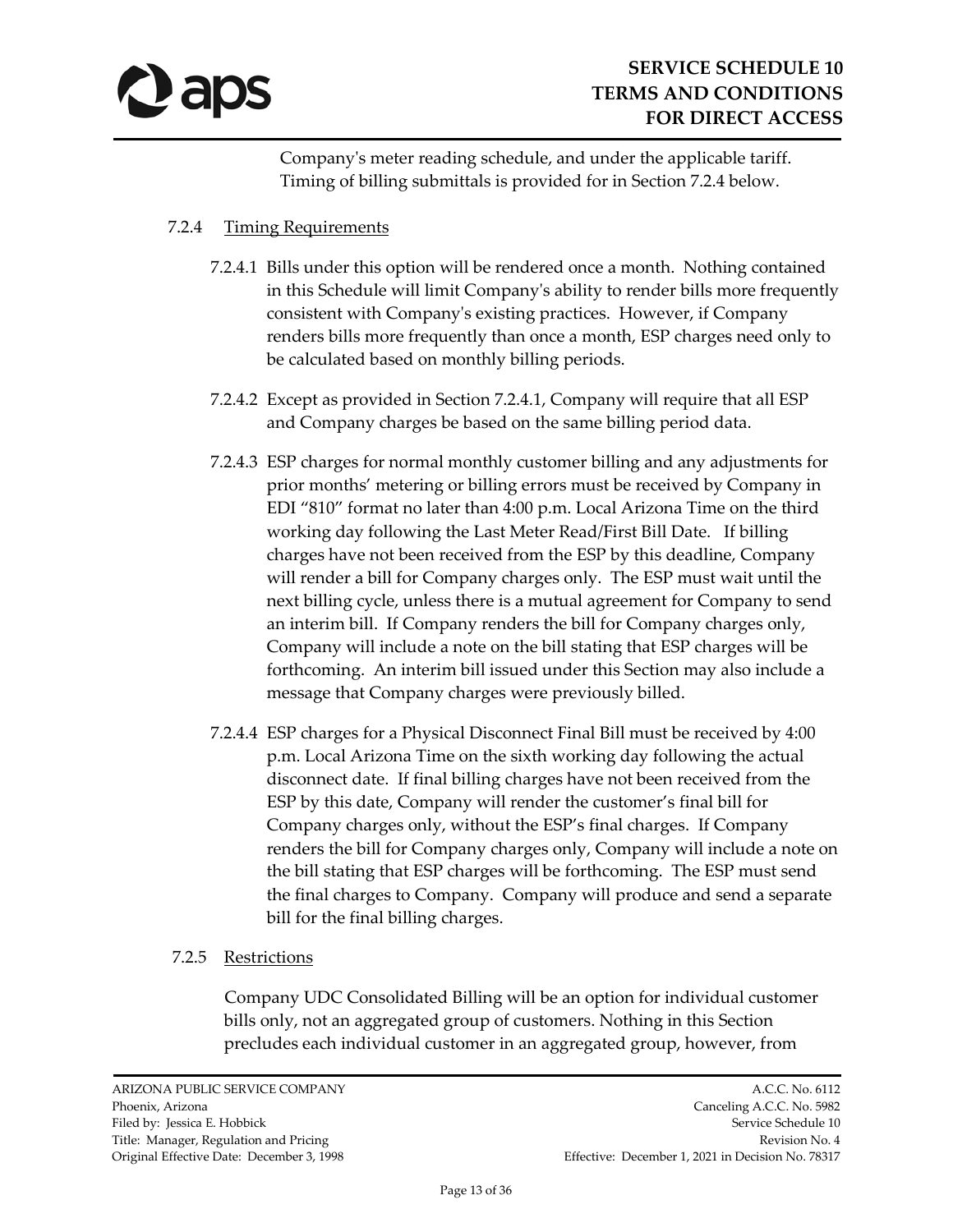Company's meter reading schedule, and under the applicable tariff. Timing of billing submittals is provided for in Section 7.2.4 below.

7.2.4 <u>Timing Requirements</u>

7.2.4.1 Bills under this option will be rendered once a month. Nothing contained in this Schedule will limit Company's ability to render bills more frequently consistent with Company's existing practices. However, if Company renders bills more frequently than once a month, ESP charges need only to be calculated based on monthly billing periods.

7.2.4.2 Except as provided in Section 7.2.4.1, Company will require that all ESP and Company charges be based on the same billing period data.

7.2.4.3 ESP charges for normal monthly customer billing and any adjustments for prior months' metering or billing errors must be received by Company in EDI "810" format no later than 4:00 p.m. Local Arizona Time on the third working day following the Last Meter Read/First Bill Date. If billing charges have not been received from the ESP by this deadline, Company will render a bill for Company charges only. The ESP must wait until the next billing cycle, unless there is a mutual agreement for Company to send an interim bill. If Company renders the bill for Company charges only, Company will include a note on the bill stating that ESP charges will be forthcoming. An interim bill issued under this Section may also include a message that Company charges were previously billed.

7.2.4.4 ESP charges for a Physical Disconnect Final Bill must be received by 4:00 p.m. Local Arizona Time on the sixth working day following the actual disconnect date. If final billing charges have not been received from the ESP by this date, Company will render the customer's final bill for Company charges only, without the ESP's final charges. If Company renders the bill for Company charges only, Company will include a note on the bill stating that ESP charges will be forthcoming. The ESP must send the final charges to Company. Company will produce and send a separate bill for the final billing charges.

7.2.5 <u>Restrictions</u>

Company UDC Consolidated Billing will be an option for individual customer bills only, not an aggregated group of customers. Nothing in this Section precludes each individual customer in an aggregated group, however, from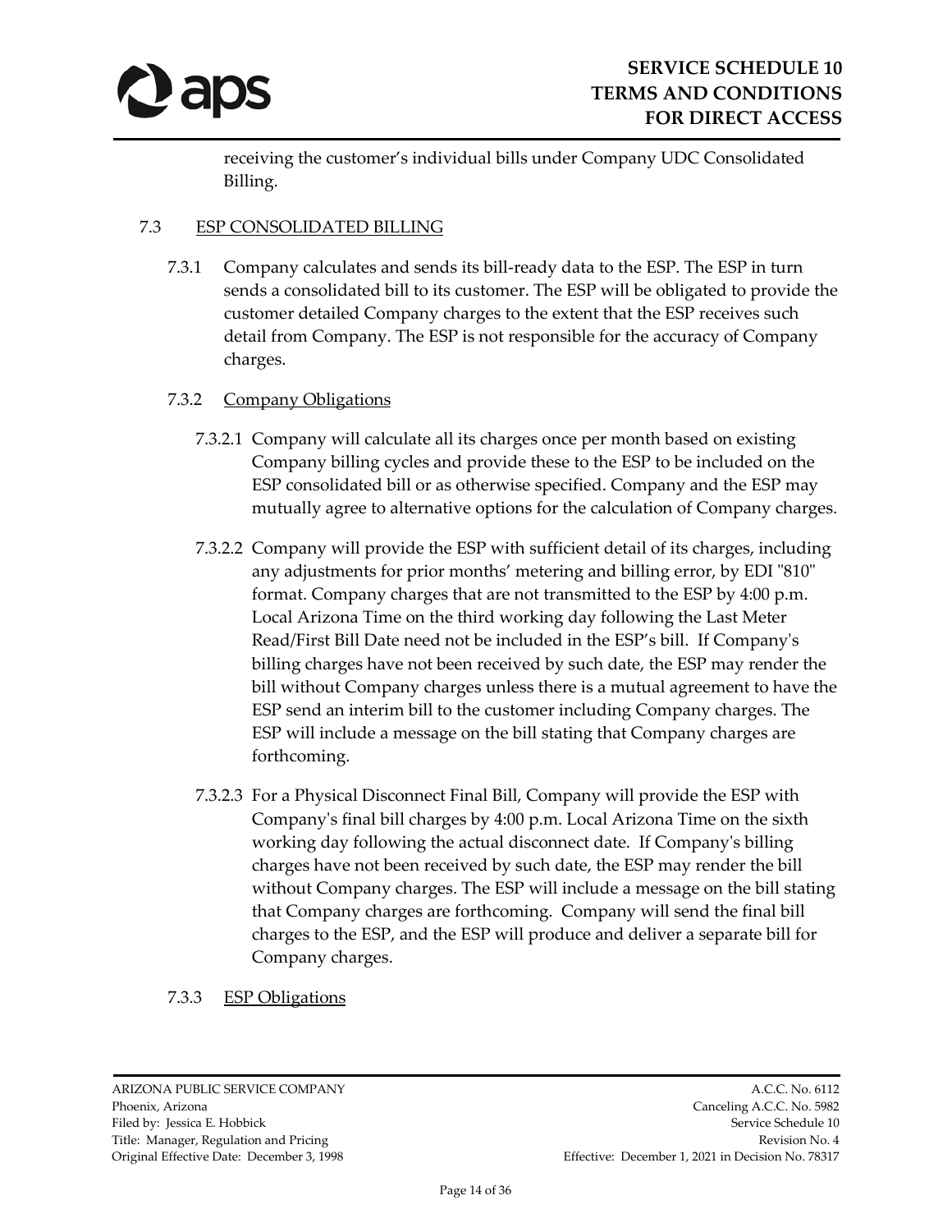receiving the customer's individual bills under Company UDC Consolidated Billing.

7.3 ESP CONSOLIDATED BILLING

7.3.1 Company calculates and sends its bill-ready data to the ESP. The ESP in turn sends a consolidated bill to its customer. The ESP will be obligated to provide the customer detailed Company charges to the extent that the ESP receives such detail from Company. The ESP is not responsible for the accuracy of Company charges.

7.3.2 Company Obligations

7.3.2.1 Company will calculate all its charges once per month based on existing Company billing cycles and provide these to the ESP to be included on the ESP consolidated bill or as otherwise specified. Company and the ESP may mutually agree to alternative options for the calculation of Company charges.

7.3.2.2 Company will provide the ESP with sufficient detail of its charges, including any adjustments for prior months' metering and billing error, by EDI "810" format. Company charges that are not transmitted to the ESP by 4:00 p.m. Local Arizona Time on the third working day following the Last Meter Read/First Bill Date need not be included in the ESP's bill. If Company's billing charges have not been received by such date, the ESP may render the bill without Company charges unless there is a mutual agreement to have the ESP send an interim bill to the customer including Company charges. The ESP will include a message on the bill stating that Company charges are forthcoming.

7.3.2.3 For a Physical Disconnect Final Bill, Company will provide the ESP with Company's final bill charges by 4:00 p.m. Local Arizona Time on the sixth working day following the actual disconnect date. If Company's billing charges have not been received by such date, the ESP may render the bill without Company charges. The ESP will include a message on the bill stating that Company charges are forthcoming. Company will send the final bill charges to the ESP, and the ESP will produce and deliver a separate bill for Company charges.

7.3.3 ESP Obligations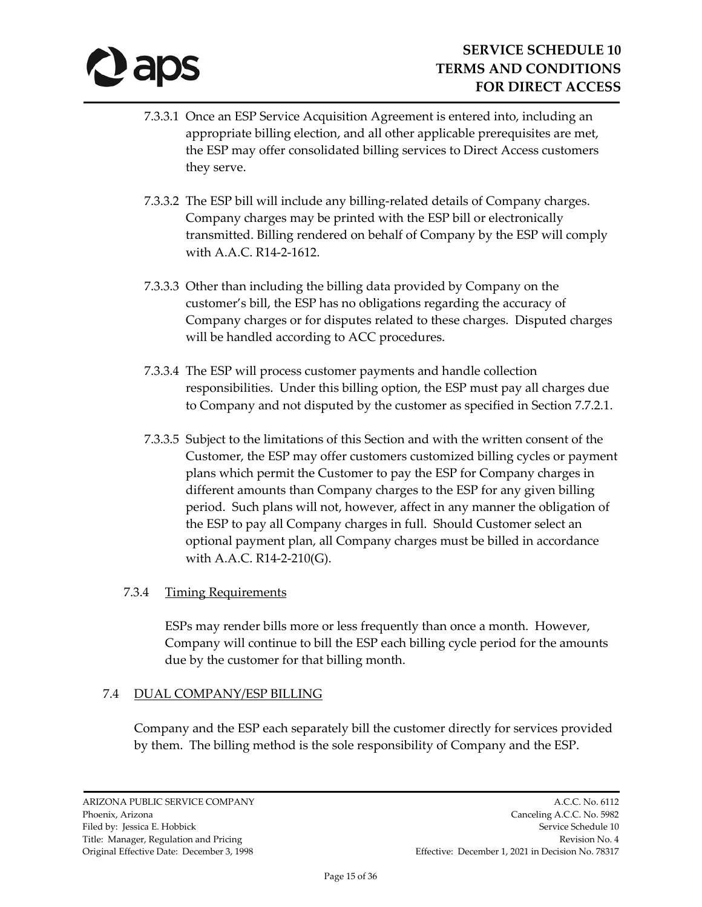7.3.3.1 Once an ESP Service Acquisition Agreement is entered into, including an appropriate billing election, and all other applicable prerequisites are met, the ESP may offer consolidated billing services to Direct Access customers they serve.

7.3.3.2 The ESP bill will include any billing-related details of Company charges. Company charges may be printed with the ESP bill or electronically transmitted. Billing rendered on behalf of Company by the ESP will comply with A.A.C. R14-2-1612.

7.3.3.3 Other than including the billing data provided by Company on the customer's bill, the ESP has no obligations regarding the accuracy of Company charges or for disputes related to these charges. Disputed charges will be handled according to ACC procedures.

7.3.3.4 The ESP will process customer payments and handle collection responsibilities. Under this billing option, the ESP must pay all charges due to Company and not disputed by the customer as specified in Section 7.7.2.1.

7.3.3.5 Subject to the limitations of this Section and with the written consent of the Customer, the ESP may offer customers customized billing cycles or payment plans which permit the Customer to pay the ESP for Company charges in different amounts than Company charges to the ESP for any given billing period. Such plans will not, however, affect in any manner the obligation of the ESP to pay all Company charges in full. Should Customer select an optional payment plan, all Company charges must be billed in accordance with A.A.C. R14-2-210(G).

7.3.4 Timing Requirements

ESPs may render bills more or less frequently than once a month. However, Company will continue to bill the ESP each billing cycle period for the amounts due by the customer for that billing month.

7.4 DUAL COMPANY/ESP BILLING

Company and the ESP each separately bill the customer directly for services provided by them. The billing method is the sole responsibility of Company and the ESP.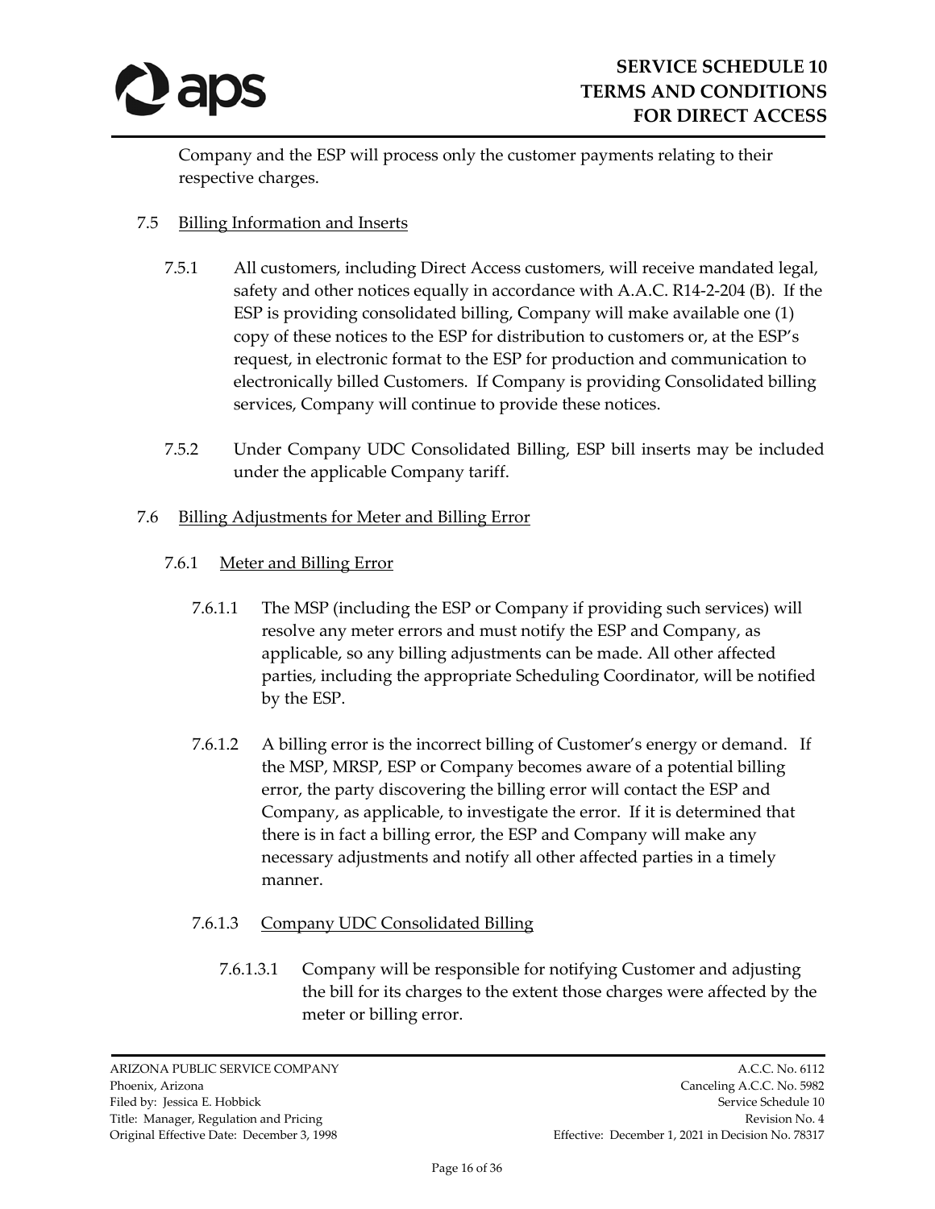Company and the ESP will process only the customer payments relating to their respective charges.

7.5 Billing Information and Inserts

7.5.1 All customers, including Direct Access customers, will receive mandated legal, safety and other notices equally in accordance with A.A.C. R14-2-204 (B). If the ESP is providing consolidated billing, Company will make available one (1) copy of these notices to the ESP for distribution to customers or, at the ESP's request, in electronic format to the ESP for production and communication to electronically billed Customers. If Company is providing Consolidated billing services, Company will continue to provide these notices.

7.5.2 Under Company UDC Consolidated Billing, ESP bill inserts may be included under the applicable Company tariff.

7.6 Billing Adjustments for Meter and Billing Error

7.6.1 Meter and Billing Error

7.6.1.1 The MSP (including the ESP or Company if providing such services) will resolve any meter errors and must notify the ESP and Company, as applicable, so any billing adjustments can be made. All other affected parties, including the appropriate Scheduling Coordinator, will be notified by the ESP.

7.6.1.2 A billing error is the incorrect billing of Customer's energy or demand. If the MSP, MRSP, ESP or Company becomes aware of a potential billing error, the party discovering the billing error will contact the ESP and Company, as applicable, to investigate the error. If it is determined that there is in fact a billing error, the ESP and Company will make any necessary adjustments and notify all other affected parties in a timely manner.

7.6.1.3 Company UDC Consolidated Billing

7.6.1.3.1 Company will be responsible for notifying Customer and adjusting the bill for its charges to the extent those charges were affected by the meter or billing error.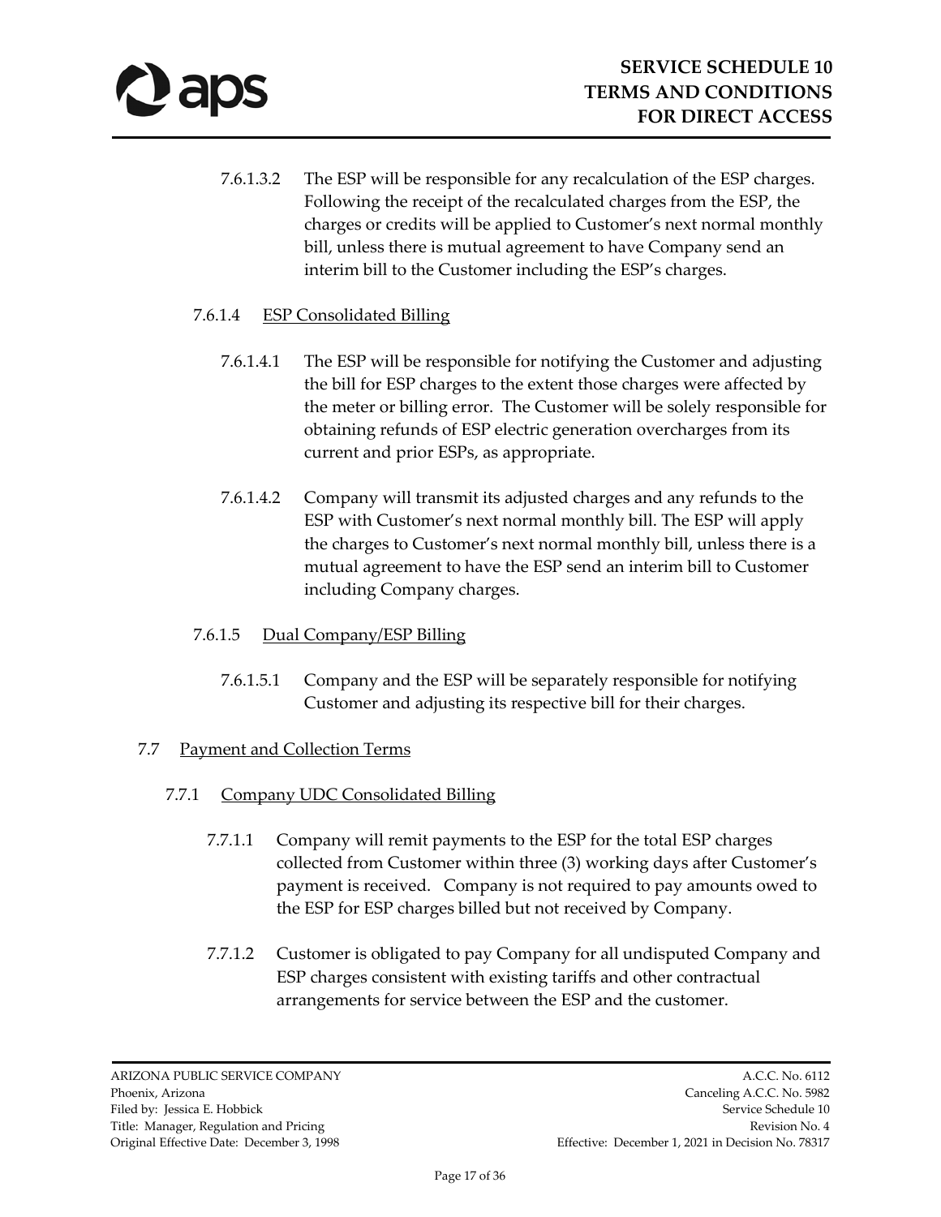7.6.1.3.2 The ESP will be responsible for any recalculation of the ESP charges. Following the receipt of the recalculated charges from the ESP, the charges or credits will be applied to Customer's next normal monthly bill, unless there is mutual agreement to have Company send an interim bill to the Customer including the ESP's charges.

7.6.1.4 <u>ESP Consolidated Billing</u>

7.6.1.4.1 The ESP will be responsible for notifying the Customer and adjusting the bill for ESP charges to the extent those charges were affected by the meter or billing error. The Customer will be solely responsible for obtaining refunds of ESP electric generation overcharges from its current and prior ESPs, as appropriate.

7.6.1.4.2 Company will transmit its adjusted charges and any refunds to the ESP with Customer's next normal monthly bill. The ESP will apply the charges to Customer's next normal monthly bill, unless there is a mutual agreement to have the ESP send an interim bill to Customer including Company charges.

7.6.1.5 <u>Dual Company/ESP Billing</u>

7.6.1.5.1 Company and the ESP will be separately responsible for notifying Customer and adjusting its respective bill for their charges.

7.7 <u>Payment and Collection Terms</u>

7.7.1 <u>Company UDC Consolidated Billing</u>

7.7.1.1 Company will remit payments to the ESP for the total ESP charges collected from Customer within three (3) working days after Customer's payment is received. Company is not required to pay amounts owed to the ESP for ESP charges billed but not received by Company.

7.7.1.2 Customer is obligated to pay Company for all undisputed Company and ESP charges consistent with existing tariffs and other contractual arrangements for service between the ESP and the customer.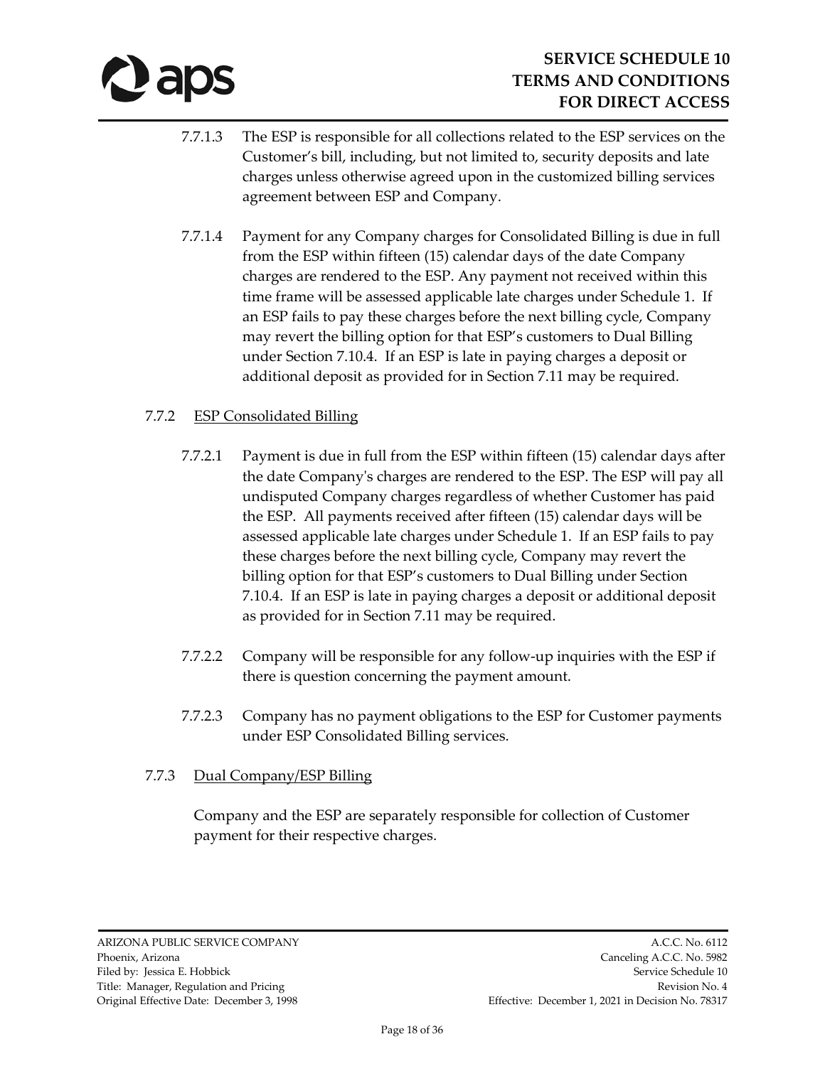7.7.1.3 The ESP is responsible for all collections related to the ESP services on the Customer's bill, including, but not limited to, security deposits and late charges unless otherwise agreed upon in the customized billing services agreement between ESP and Company.

7.7.1.4 Payment for any Company charges for Consolidated Billing is due in full from the ESP within fifteen (15) calendar days of the date Company charges are rendered to the ESP. Any payment not received within this time frame will be assessed applicable late charges under Schedule 1. If an ESP fails to pay these charges before the next billing cycle, Company may revert the billing option for that ESP's customers to Dual Billing under Section 7.10.4. If an ESP is late in paying charges a deposit or additional deposit as provided for in Section 7.11 may be required.

7.7.2 ESP Consolidated Billing

7.7.2.1 Payment is due in full from the ESP within fifteen (15) calendar days after the date Company's charges are rendered to the ESP. The ESP will pay all undisputed Company charges regardless of whether Customer has paid the ESP. All payments received after fifteen (15) calendar days will be assessed applicable late charges under Schedule 1. If an ESP fails to pay these charges before the next billing cycle, Company may revert the billing option for that ESP's customers to Dual Billing under Section 7.10.4. If an ESP is late in paying charges a deposit or additional deposit as provided for in Section 7.11 may be required.

7.7.2.2 Company will be responsible for any follow-up inquiries with the ESP if there is question concerning the payment amount.

7.7.2.3 Company has no payment obligations to the ESP for Customer payments under ESP Consolidated Billing services.

7.7.3 Dual Company/ESP Billing

Company and the ESP are separately responsible for collection of Customer payment for their respective charges.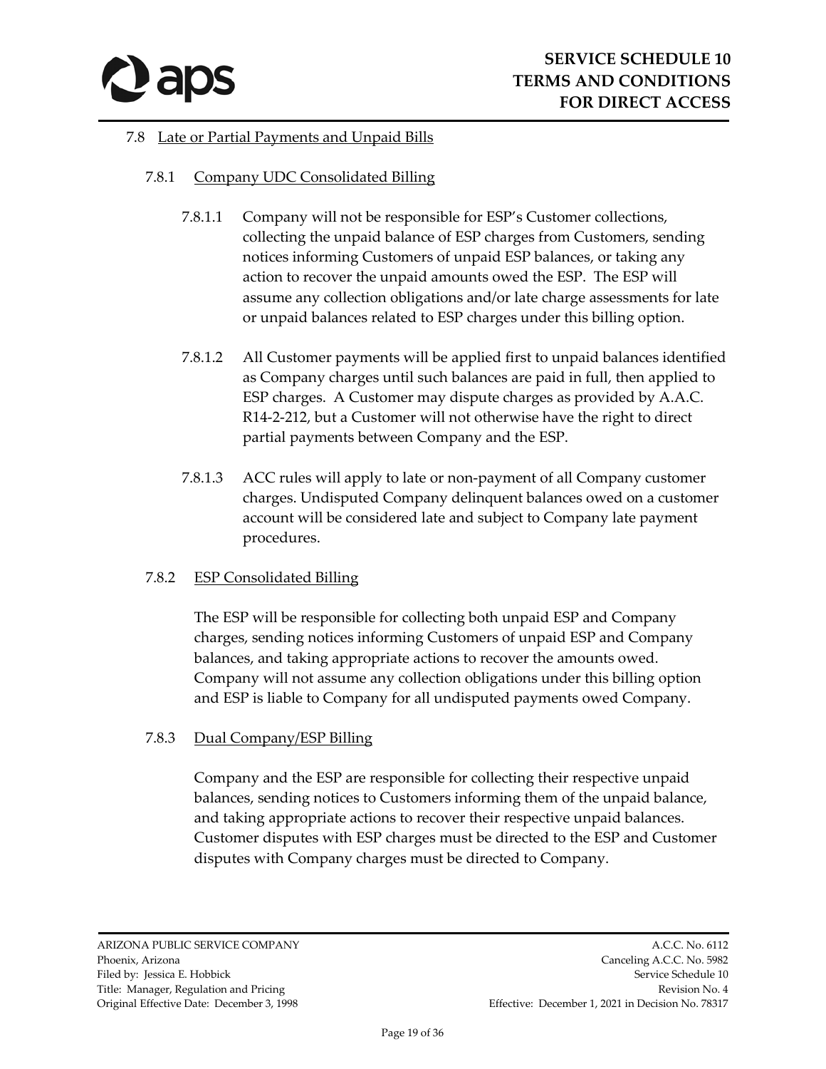7.8 Late or Partial Payments and Unpaid Bills

7.8.1 Company UDC Consolidated Billing

7.8.1.1 Company will not be responsible for ESP's Customer collections, collecting the unpaid balance of ESP charges from Customers, sending notices informing Customers of unpaid ESP balances, or taking any action to recover the unpaid amounts owed the ESP. The ESP will assume any collection obligations and/or late charge assessments for late or unpaid balances related to ESP charges under this billing option.

7.8.1.2 All Customer payments will be applied first to unpaid balances identified as Company charges until such balances are paid in full, then applied to ESP charges. A Customer may dispute charges as provided by A.A.C. R14-2-212, but a Customer will not otherwise have the right to direct partial payments between Company and the ESP.

7.8.1.3 ACC rules will apply to late or non-payment of all Company customer charges. Undisputed Company delinquent balances owed on a customer account will be considered late and subject to Company late payment procedures.

7.8.2 ESP Consolidated Billing

The ESP will be responsible for collecting both unpaid ESP and Company charges, sending notices informing Customers of unpaid ESP and Company balances, and taking appropriate actions to recover the amounts owed. Company will not assume any collection obligations under this billing option and ESP is liable to Company for all undisputed payments owed Company.

7.8.3 Dual Company/ESP Billing

Company and the ESP are responsible for collecting their respective unpaid balances, sending notices to Customers informing them of the unpaid balance, and taking appropriate actions to recover their respective unpaid balances. Customer disputes with ESP charges must be directed to the ESP and Customer disputes with Company charges must be directed to Company.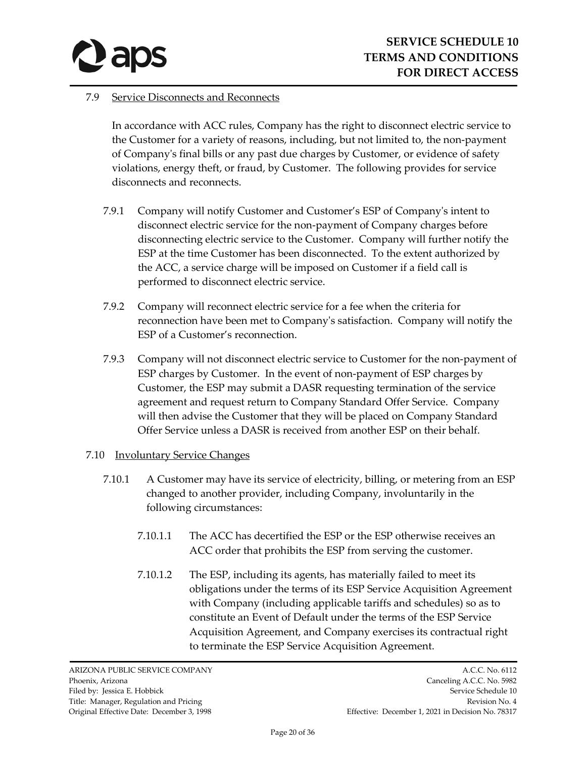### 7.9 Service Disconnects and Reconnects

In accordance with ACC rules, Company has the right to disconnect electric service to the Customer for a variety of reasons, including, but not limited to, the non-payment of Company's final bills or any past due charges by Customer, or evidence of safety violations, energy theft, or fraud, by Customer. The following provides for service disconnects and reconnects.

7.9.1 Company will notify Customer and Customer's ESP of Company's intent to disconnect electric service for the non-payment of Company charges before disconnecting electric service to the Customer. Company will further notify the ESP at the time Customer has been disconnected. To the extent authorized by the ACC, a service charge will be imposed on Customer if a field call is performed to disconnect electric service.

7.9.2 Company will reconnect electric service for a fee when the criteria for reconnection have been met to Company's satisfaction. Company will notify the ESP of a Customer's reconnection.

7.9.3 Company will not disconnect electric service to Customer for the non-payment of ESP charges by Customer. In the event of non-payment of ESP charges by Customer, the ESP may submit a DASR requesting termination of the service agreement and request return to Company Standard Offer Service. Company will then advise the Customer that they will be placed on Company Standard Offer Service unless a DASR is received from another ESP on their behalf.

### 7.10 Involuntary Service Changes

7.10.1 A Customer may have its service of electricity, billing, or metering from an ESP changed to another provider, including Company, involuntarily in the following circumstances:

7.10.1.1 The ACC has decertified the ESP or the ESP otherwise receives an ACC order that prohibits the ESP from serving the customer.

7.10.1.2 The ESP, including its agents, has materially failed to meet its obligations under the terms of its ESP Service Acquisition Agreement with Company (including applicable tariffs and schedules) so as to constitute an Event of Default under the terms of the ESP Service Acquisition Agreement, and Company exercises its contractual right to terminate the ESP Service Acquisition Agreement.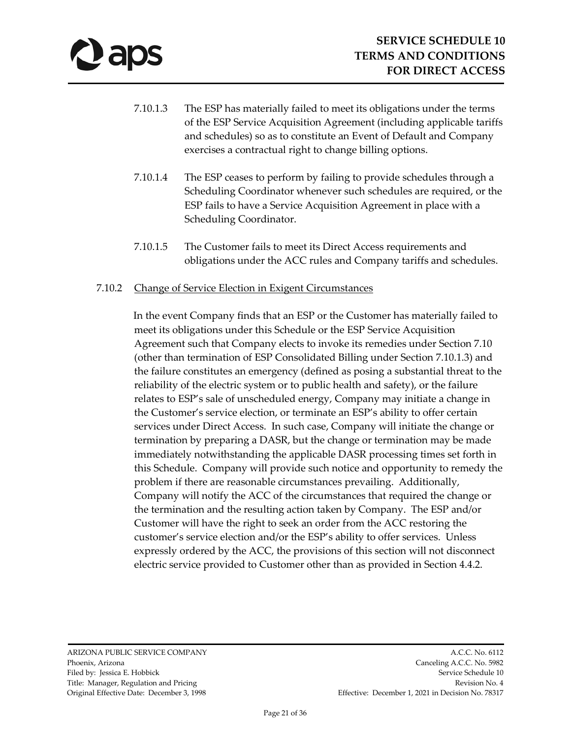7.10.1.3 The ESP has materially failed to meet its obligations under the terms of the ESP Service Acquisition Agreement (including applicable tariffs and schedules) so as to constitute an Event of Default and Company exercises a contractual right to change billing options.

7.10.1.4 The ESP ceases to perform by failing to provide schedules through a Scheduling Coordinator whenever such schedules are required, or the ESP fails to have a Service Acquisition Agreement in place with a Scheduling Coordinator.

7.10.1.5 The Customer fails to meet its Direct Access requirements and obligations under the ACC rules and Company tariffs and schedules.

7.10.2 Change of Service Election in Exigent Circumstances

In the event Company finds that an ESP or the Customer has materially failed to meet its obligations under this Schedule or the ESP Service Acquisition Agreement such that Company elects to invoke its remedies under Section 7.10 (other than termination of ESP Consolidated Billing under Section 7.10.1.3) and the failure constitutes an emergency (defined as posing a substantial threat to the reliability of the electric system or to public health and safety), or the failure relates to ESP's sale of unscheduled energy, Company may initiate a change in the Customer's service election, or terminate an ESP's ability to offer certain services under Direct Access. In such case, Company will initiate the change or termination by preparing a DASR, but the change or termination may be made immediately notwithstanding the applicable DASR processing times set forth in this Schedule. Company will provide such notice and opportunity to remedy the problem if there are reasonable circumstances prevailing. Additionally, Company will notify the ACC of the circumstances that required the change or the termination and the resulting action taken by Company. The ESP and/or Customer will have the right to seek an order from the ACC restoring the customer's service election and/or the ESP's ability to offer services. Unless expressly ordered by the ACC, the provisions of this section will not disconnect electric service provided to Customer other than as provided in Section 4.4.2.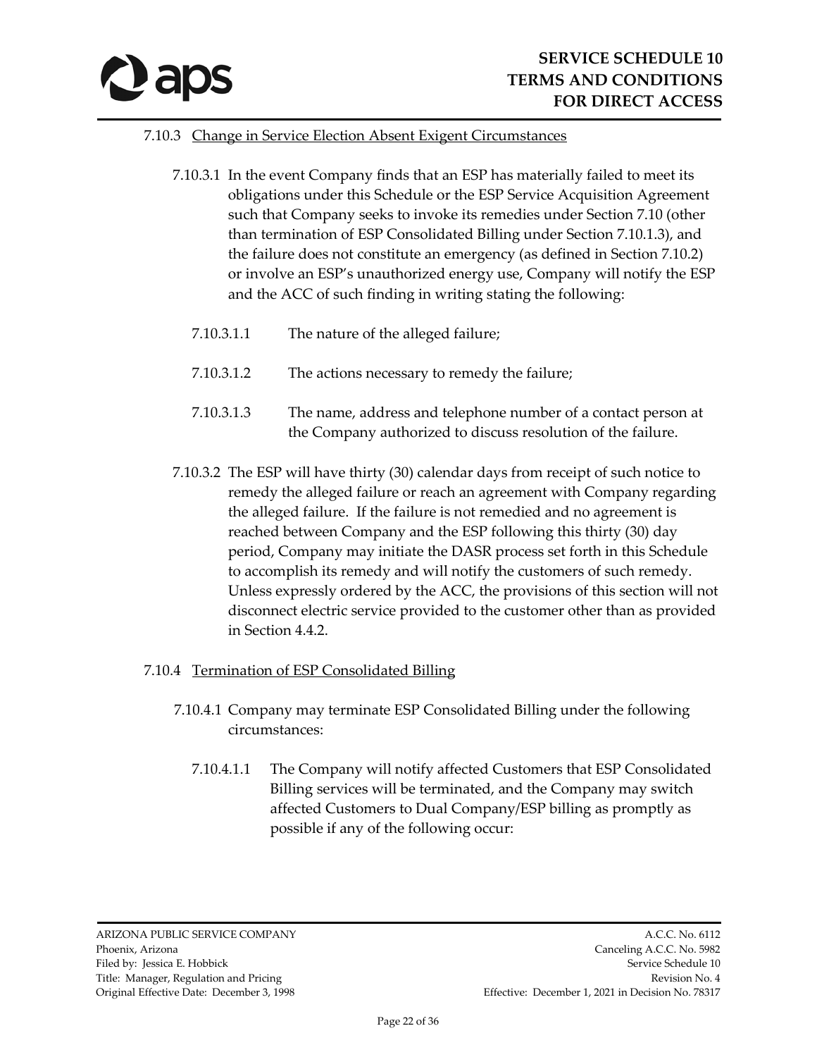7.10.3 Change in Service Election Absent Exigent Circumstances

7.10.3.1 In the event Company finds that an ESP has materially failed to meet its obligations under this Schedule or the ESP Service Acquisition Agreement such that Company seeks to invoke its remedies under Section 7.10 (other than termination of ESP Consolidated Billing under Section 7.10.1.3), and the failure does not constitute an emergency (as defined in Section 7.10.2) or involve an ESP's unauthorized energy use, Company will notify the ESP and the ACC of such finding in writing stating the following:

7.10.3.1.1 The nature of the alleged failure;

7.10.3.1.2 The actions necessary to remedy the failure;

7.10.3.1.3 The name, address and telephone number of a contact person at the Company authorized to discuss resolution of the failure.

7.10.3.2 The ESP will have thirty (30) calendar days from receipt of such notice to remedy the alleged failure or reach an agreement with Company regarding the alleged failure. If the failure is not remedied and no agreement is reached between Company and the ESP following this thirty (30) day period, Company may initiate the DASR process set forth in this Schedule to accomplish its remedy and will notify the customers of such remedy. Unless expressly ordered by the ACC, the provisions of this section will not disconnect electric service provided to the customer other than as provided in Section 4.4.2.

7.10.4 Termination of ESP Consolidated Billing

7.10.4.1 Company may terminate ESP Consolidated Billing under the following circumstances:

7.10.4.1.1 The Company will notify affected Customers that ESP Consolidated Billing services will be terminated, and the Company may switch affected Customers to Dual Company/ESP billing as promptly as possible if any of the following occur: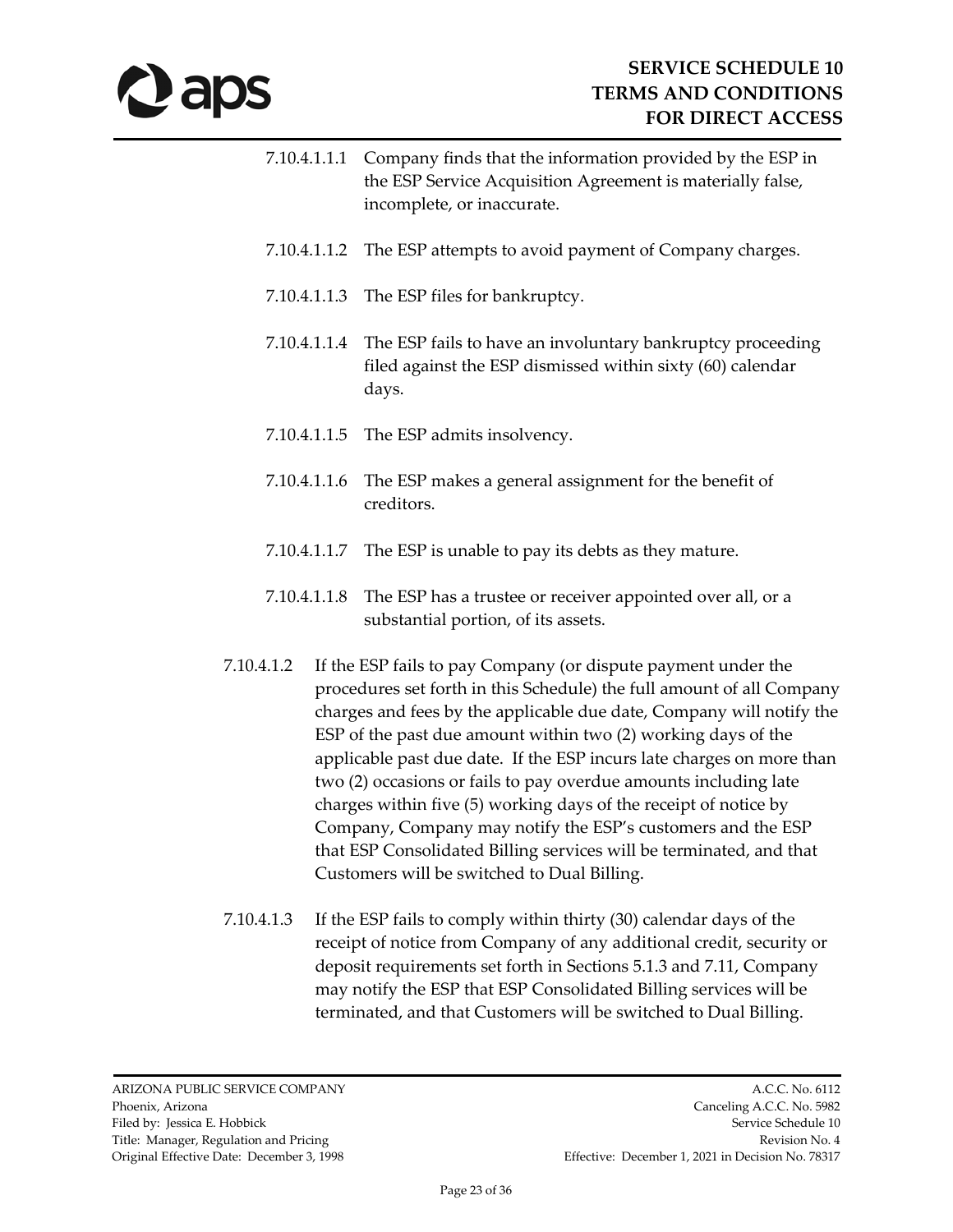7.10.4.1.1.1 Company finds that the information provided by the ESP in the ESP Service Acquisition Agreement is materially false, incomplete, or inaccurate.

7.10.4.1.1.2 The ESP attempts to avoid payment of Company charges.

7.10.4.1.1.3 The ESP files for bankruptcy.

7.10.4.1.1.4 The ESP fails to have an involuntary bankruptcy proceeding filed against the ESP dismissed within sixty (60) calendar days.

7.10.4.1.1.5 The ESP admits insolvency.

7.10.4.1.1.6 The ESP makes a general assignment for the benefit of creditors.

7.10.4.1.1.7 The ESP is unable to pay its debts as they mature.

7.10.4.1.1.8 The ESP has a trustee or receiver appointed over all, or a substantial portion, of its assets.

7.10.4.1.2 If the ESP fails to pay Company (or dispute payment under the procedures set forth in this Schedule) the full amount of all Company charges and fees by the applicable due date, Company will notify the ESP of the past due amount within two (2) working days of the applicable past due date. If the ESP incurs late charges on more than two (2) occasions or fails to pay overdue amounts including late charges within five (5) working days of the receipt of notice by Company, Company may notify the ESP's customers and the ESP that ESP Consolidated Billing services will be terminated, and that Customers will be switched to Dual Billing.

7.10.4.1.3 If the ESP fails to comply within thirty (30) calendar days of the receipt of notice from Company of any additional credit, security or deposit requirements set forth in Sections 5.1.3 and 7.11, Company may notify the ESP that ESP Consolidated Billing services will be terminated, and that Customers will be switched to Dual Billing.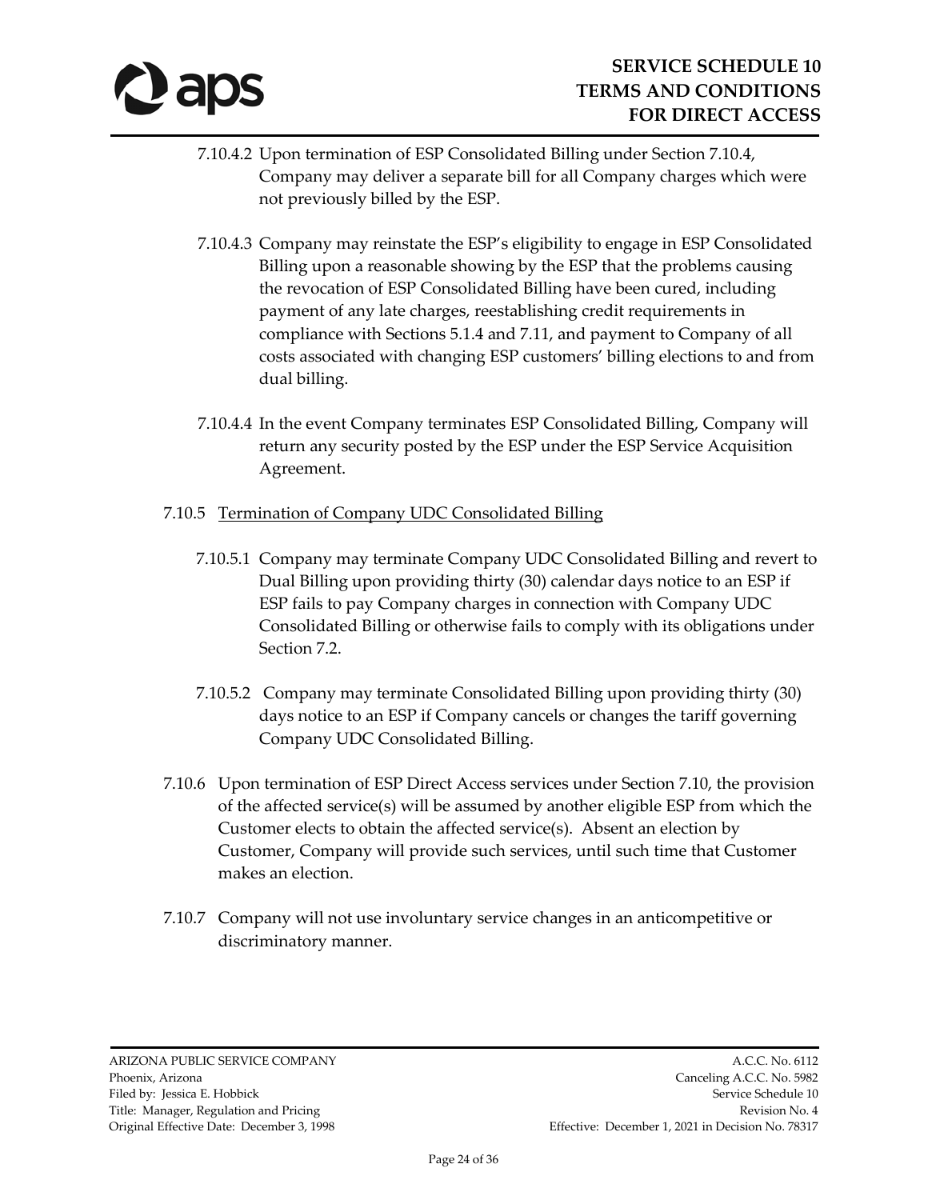7.10.4.2 Upon termination of ESP Consolidated Billing under Section 7.10.4, Company may deliver a separate bill for all Company charges which were not previously billed by the ESP.

7.10.4.3 Company may reinstate the ESP's eligibility to engage in ESP Consolidated Billing upon a reasonable showing by the ESP that the problems causing the revocation of ESP Consolidated Billing have been cured, including payment of any late charges, reestablishing credit requirements in compliance with Sections 5.1.4 and 7.11, and payment to Company of all costs associated with changing ESP customers' billing elections to and from dual billing.

7.10.4.4 In the event Company terminates ESP Consolidated Billing, Company will return any security posted by the ESP under the ESP Service Acquisition Agreement.

7.10.5 Termination of Company UDC Consolidated Billing

7.10.5.1 Company may terminate Company UDC Consolidated Billing and revert to Dual Billing upon providing thirty (30) calendar days notice to an ESP if ESP fails to pay Company charges in connection with Company UDC Consolidated Billing or otherwise fails to comply with its obligations under Section 7.2.

7.10.5.2 Company may terminate Consolidated Billing upon providing thirty (30) days notice to an ESP if Company cancels or changes the tariff governing Company UDC Consolidated Billing.

7.10.6 Upon termination of ESP Direct Access services under Section 7.10, the provision of the affected service(s) will be assumed by another eligible ESP from which the Customer elects to obtain the affected service(s). Absent an election by Customer, Company will provide such services, until such time that Customer makes an election.

7.10.7 Company will not use involuntary service changes in an anticompetitive or discriminatory manner.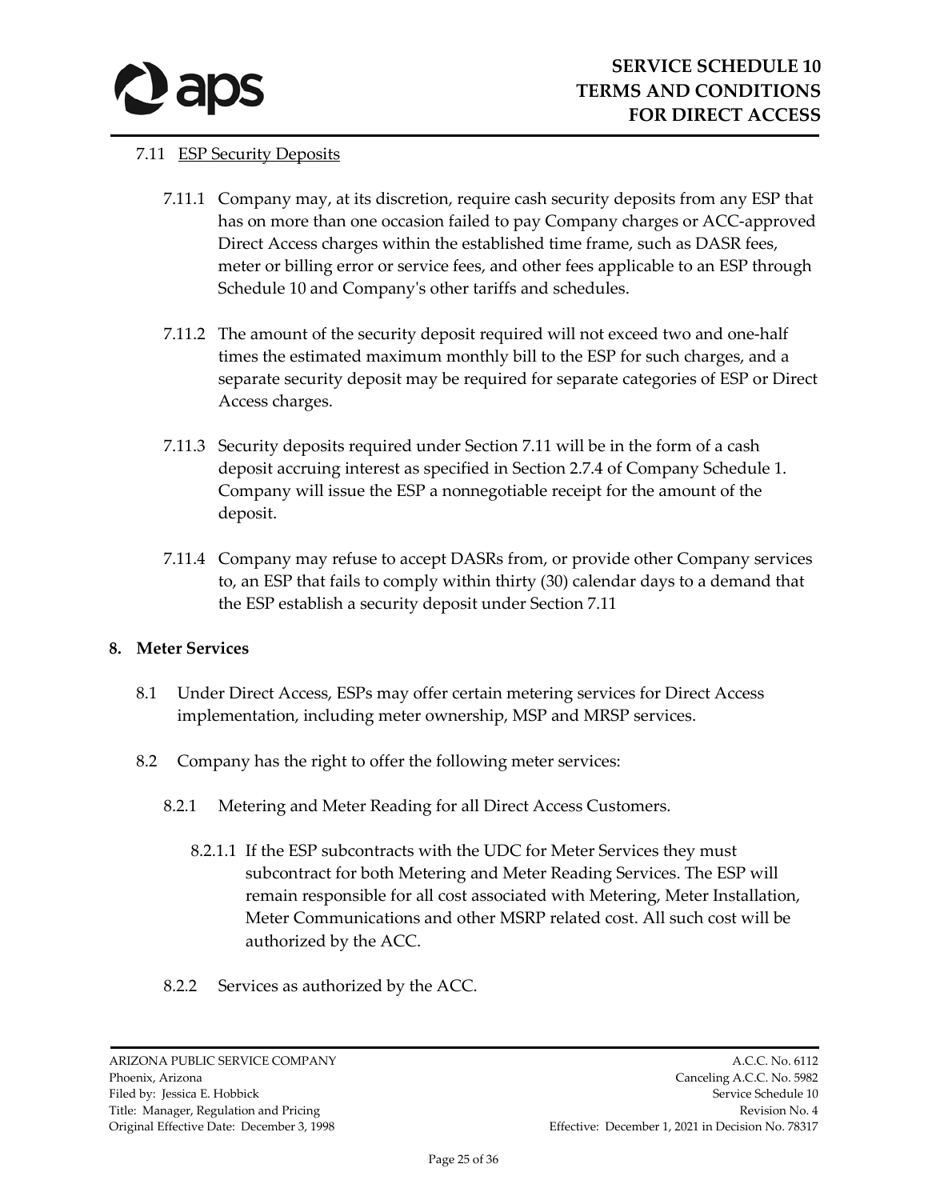7.11 <u>ESP Security Deposits</u>

7.11.1 Company may, at its discretion, require cash security deposits from any ESP that has on more than one occasion failed to pay Company charges or ACC-approved Direct Access charges within the established time frame, such as DASR fees, meter or billing error or service fees, and other fees applicable to an ESP through Schedule 10 and Company's other tariffs and schedules.

7.11.2 The amount of the security deposit required will not exceed two and one-half times the estimated maximum monthly bill to the ESP for such charges, and a separate security deposit may be required for separate categories of ESP or Direct Access charges.

7.11.3 Security deposits required under Section 7.11 will be in the form of a cash deposit accruing interest as specified in Section 2.7.4 of Company Schedule 1. Company will issue the ESP a nonnegotiable receipt for the amount of the deposit.

7.11.4 Company may refuse to accept DASRs from, or provide other Company services to, an ESP that fails to comply within thirty (30) calendar days to a demand that the ESP establish a security deposit under Section 7.11

**8. Meter Services**

8.1 Under Direct Access, ESPs may offer certain metering services for Direct Access implementation, including meter ownership, MSP and MRSP services.

8.2 Company has the right to offer the following meter services:

8.2.1 Metering and Meter Reading for all Direct Access Customers.

8.2.1.1 If the ESP subcontracts with the UDC for Meter Services they must subcontract for both Metering and Meter Reading Services. The ESP will remain responsible for all cost associated with Metering, Meter Installation, Meter Communications and other MSRP related cost. All such cost will be authorized by the ACC.

8.2.2 Services as authorized by the ACC.

ARIZONA PUBLIC SERVICE COMPANY
Phoenix, Arizona
Filed by: Jessica E. Hobbick
Title: Manager, Regulation and Pricing
Original Effective Date: December 3, 1998

A.C.C. No. 6112
Canceling A.C.C. No. 5982
Service Schedule 10
Revision No. 4
Effective: December 1, 2021 in Decision No. 78317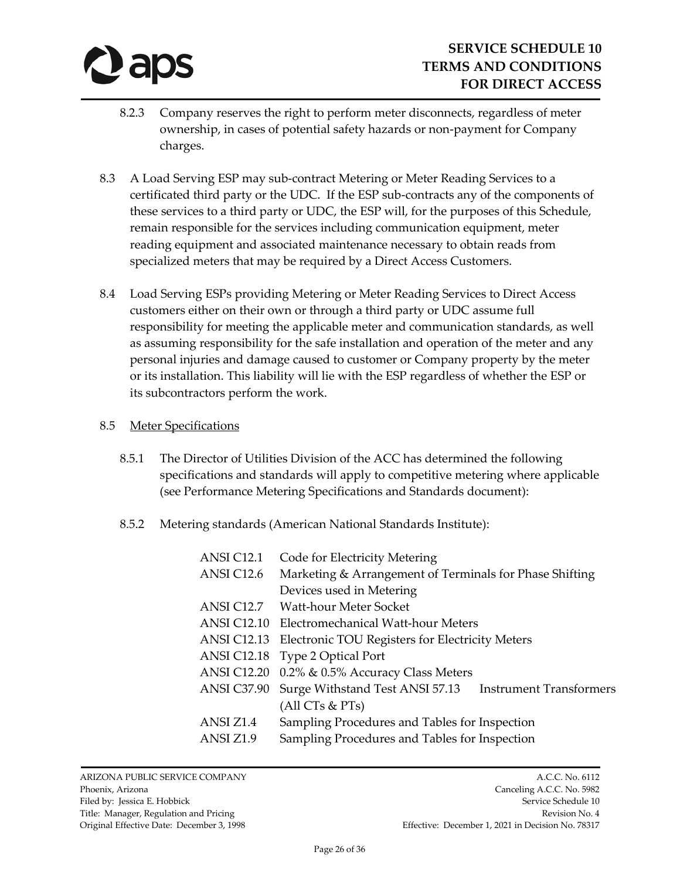8.2.3 Company reserves the right to perform meter disconnects, regardless of meter ownership, in cases of potential safety hazards or non-payment for Company charges.

8.3 A Load Serving ESP may sub-contract Metering or Meter Reading Services to a certificated third party or the UDC. If the ESP sub-contracts any of the components of these services to a third party or UDC, the ESP will, for the purposes of this Schedule, remain responsible for the services including communication equipment, meter reading equipment and associated maintenance necessary to obtain reads from specialized meters that may be required by a Direct Access Customers.

8.4 Load Serving ESPs providing Metering or Meter Reading Services to Direct Access customers either on their own or through a third party or UDC assume full responsibility for meeting the applicable meter and communication standards, as well as assuming responsibility for the safe installation and operation of the meter and any personal injuries and damage caused to customer or Company property by the meter or its installation. This liability will lie with the ESP regardless of whether the ESP or its subcontractors perform the work.

8.5 Meter Specifications

8.5.1 The Director of Utilities Division of the ACC has determined the following specifications and standards will apply to competitive metering where applicable (see Performance Metering Specifications and Standards document):

8.5.2 Metering standards (American National Standards Institute):

| | |
|---|---|
| ANSI C12.1 | Code for Electricity Metering |
| ANSI C12.6 | Marketing & Arrangement of Terminals for Phase Shifting Devices used in Metering |
| ANSI C12.7 | Watt-hour Meter Socket |
| ANSI C12.10 | Electromechanical Watt-hour Meters |
| ANSI C12.13 | Electronic TOU Registers for Electricity Meters |
| ANSI C12.18 | Type 2 Optical Port |
| ANSI C12.20 | 0.2% & 0.5% Accuracy Class Meters |
| ANSI C37.90 | Surge Withstand Test ANSI 57.13 Instrument Transformers (All CTs & PTs) |
| ANSI Z1.4 | Sampling Procedures and Tables for Inspection |
| ANSI Z1.9 | Sampling Procedures and Tables for Inspection |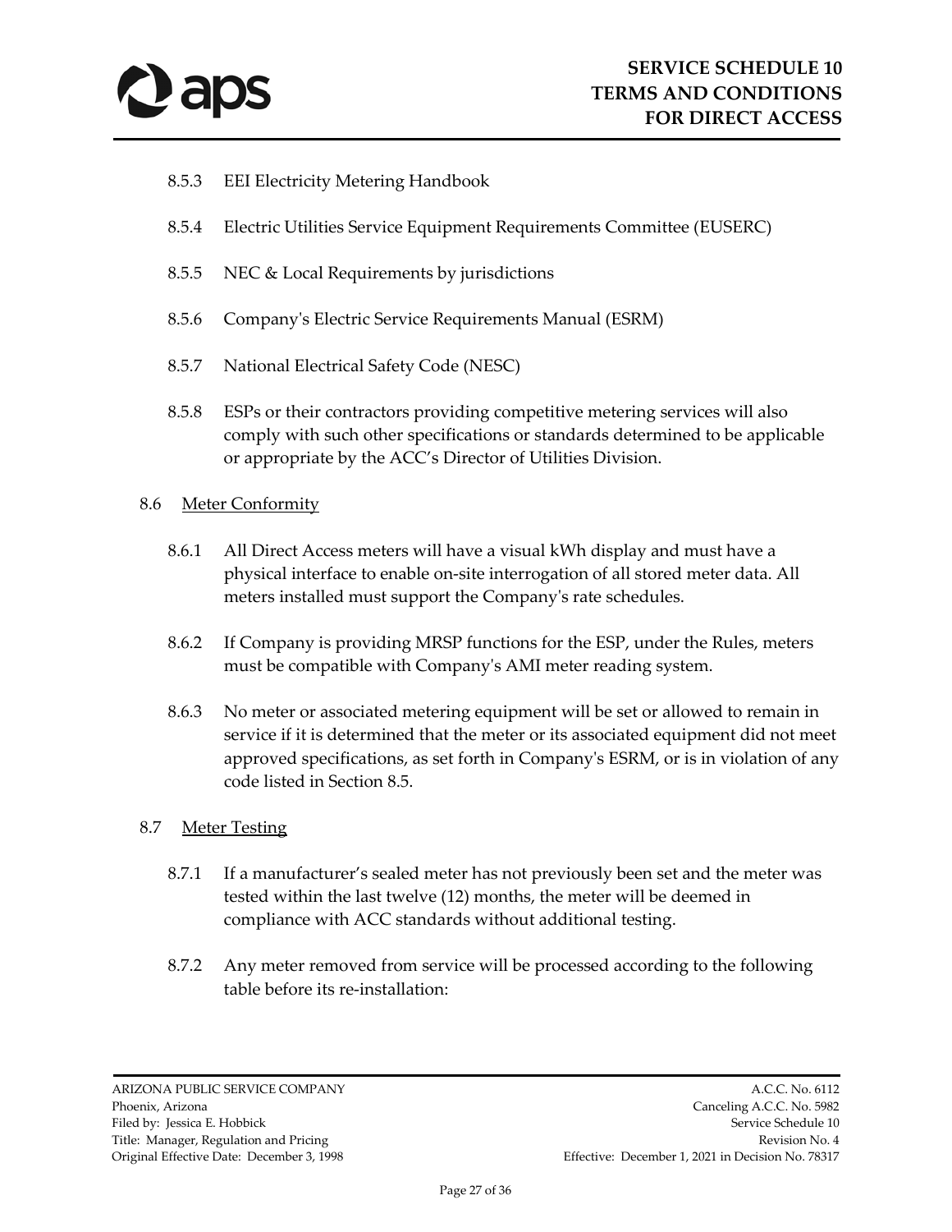8.5.3 EEI Electricity Metering Handbook

8.5.4 Electric Utilities Service Equipment Requirements Committee (EUSERC)

8.5.5 NEC & Local Requirements by jurisdictions

8.5.6 Company's Electric Service Requirements Manual (ESRM)

8.5.7 National Electrical Safety Code (NESC)

8.5.8 ESPs or their contractors providing competitive metering services will also comply with such other specifications or standards determined to be applicable or appropriate by the ACC's Director of Utilities Division.

8.6 <u>Meter Conformity</u>

8.6.1 All Direct Access meters will have a visual kWh display and must have a physical interface to enable on-site interrogation of all stored meter data. All meters installed must support the Company's rate schedules.

8.6.2 If Company is providing MRSP functions for the ESP, under the Rules, meters must be compatible with Company's AMI meter reading system.

8.6.3 No meter or associated metering equipment will be set or allowed to remain in service if it is determined that the meter or its associated equipment did not meet approved specifications, as set forth in Company's ESRM, or is in violation of any code listed in Section 8.5.

8.7 <u>Meter Testing</u>

8.7.1 If a manufacturer's sealed meter has not previously been set and the meter was tested within the last twelve (12) months, the meter will be deemed in compliance with ACC standards without additional testing.

8.7.2 Any meter removed from service will be processed according to the following table before its re-installation: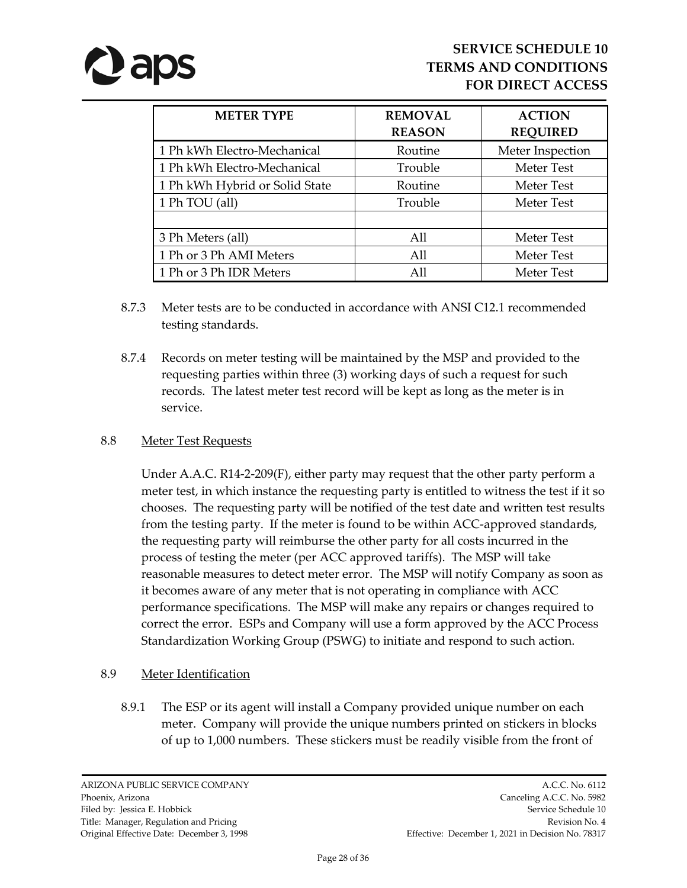| METER TYPE | REMOVAL REASON | ACTION REQUIRED |
|---|---|---|
| 1 Ph kWh Electro-Mechanical | Routine | Meter Inspection |
| 1 Ph kWh Electro-Mechanical | Trouble | Meter Test |
| 1 Ph kWh Hybrid or Solid State | Routine | Meter Test |
| 1 Ph TOU (all) | Trouble | Meter Test |
| | | |
| 3 Ph Meters (all) | All | Meter Test |
| 1 Ph or 3 Ph AMI Meters | All | Meter Test |
| 1 Ph or 3 Ph IDR Meters | All | Meter Test |

8.7.3 Meter tests are to be conducted in accordance with ANSI C12.1 recommended testing standards.

8.7.4 Records on meter testing will be maintained by the MSP and provided to the requesting parties within three (3) working days of such a request for such records. The latest meter test record will be kept as long as the meter is in service.

8.8 Meter Test Requests

Under A.A.C. R14-2-209(F), either party may request that the other party perform a meter test, in which instance the requesting party is entitled to witness the test if it so chooses. The requesting party will be notified of the test date and written test results from the testing party. If the meter is found to be within ACC-approved standards, the requesting party will reimburse the other party for all costs incurred in the process of testing the meter (per ACC approved tariffs). The MSP will take reasonable measures to detect meter error. The MSP will notify Company as soon as it becomes aware of any meter that is not operating in compliance with ACC performance specifications. The MSP will make any repairs or changes required to correct the error. ESPs and Company will use a form approved by the ACC Process Standardization Working Group (PSWG) to initiate and respond to such action.

8.9 Meter Identification

8.9.1 The ESP or its agent will install a Company provided unique number on each meter. Company will provide the unique numbers printed on stickers in blocks of up to 1,000 numbers. These stickers must be readily visible from the front of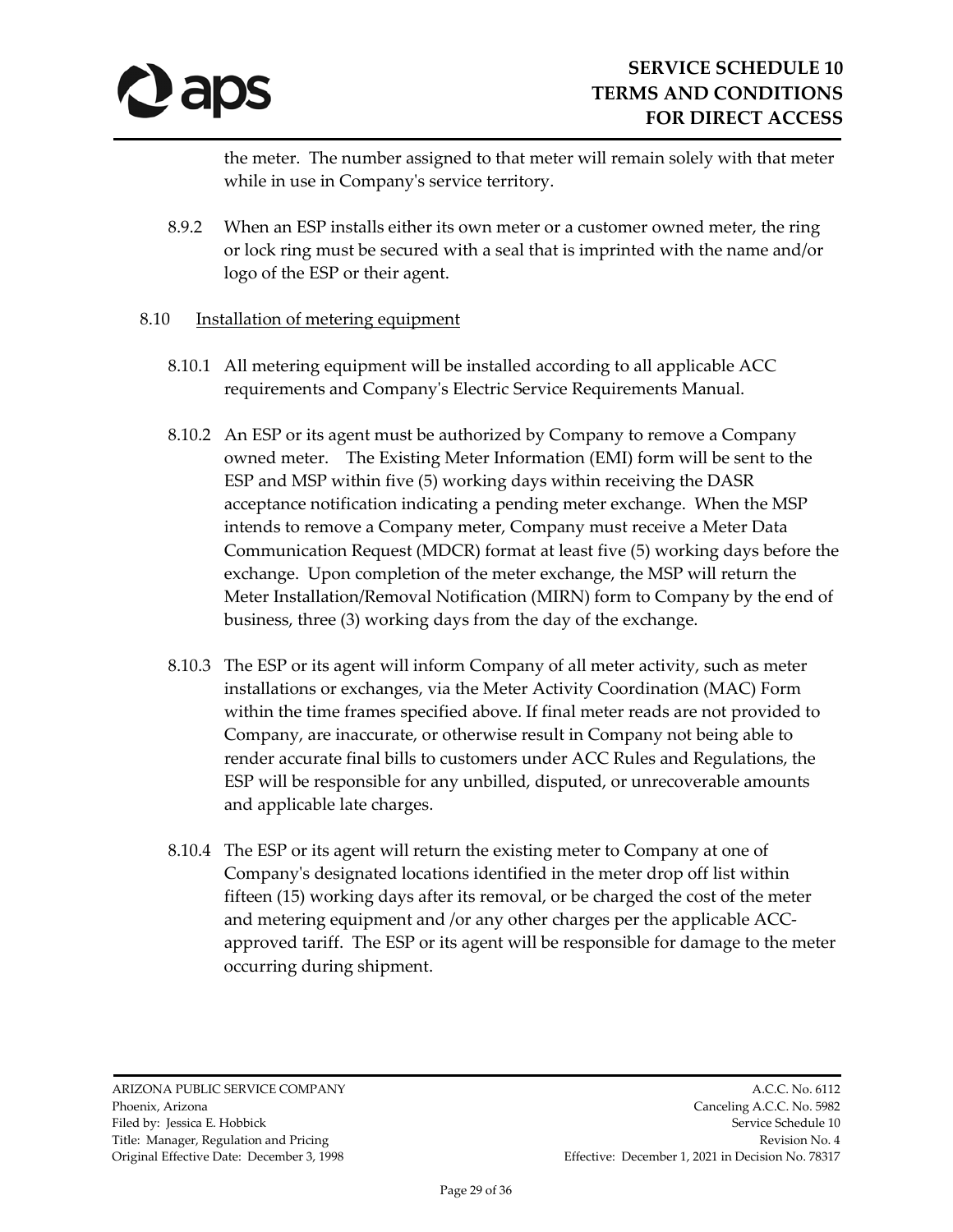the meter. The number assigned to that meter will remain solely with that meter while in use in Company's service territory.

8.9.2 When an ESP installs either its own meter or a customer owned meter, the ring or lock ring must be secured with a seal that is imprinted with the name and/or logo of the ESP or their agent.

8.10 Installation of metering equipment

8.10.1 All metering equipment will be installed according to all applicable ACC requirements and Company's Electric Service Requirements Manual.

8.10.2 An ESP or its agent must be authorized by Company to remove a Company owned meter. The Existing Meter Information (EMI) form will be sent to the ESP and MSP within five (5) working days within receiving the DASR acceptance notification indicating a pending meter exchange. When the MSP intends to remove a Company meter, Company must receive a Meter Data Communication Request (MDCR) format at least five (5) working days before the exchange. Upon completion of the meter exchange, the MSP will return the Meter Installation/Removal Notification (MIRN) form to Company by the end of business, three (3) working days from the day of the exchange.

8.10.3 The ESP or its agent will inform Company of all meter activity, such as meter installations or exchanges, via the Meter Activity Coordination (MAC) Form within the time frames specified above. If final meter reads are not provided to Company, are inaccurate, or otherwise result in Company not being able to render accurate final bills to customers under ACC Rules and Regulations, the ESP will be responsible for any unbilled, disputed, or unrecoverable amounts and applicable late charges.

8.10.4 The ESP or its agent will return the existing meter to Company at one of Company's designated locations identified in the meter drop off list within fifteen (15) working days after its removal, or be charged the cost of the meter and metering equipment and /or any other charges per the applicable ACC-approved tariff. The ESP or its agent will be responsible for damage to the meter occurring during shipment.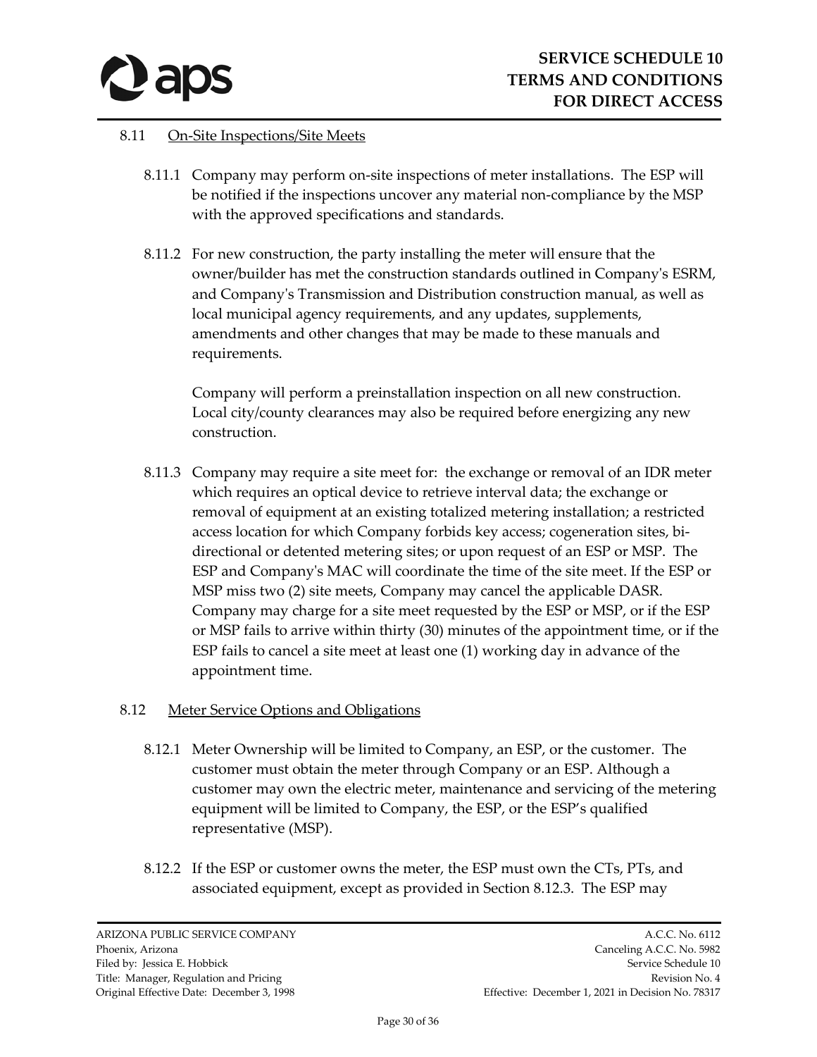## 8.11 On-Site Inspections/Site Meets

8.11.1 Company may perform on-site inspections of meter installations. The ESP will be notified if the inspections uncover any material non-compliance by the MSP with the approved specifications and standards.

8.11.2 For new construction, the party installing the meter will ensure that the owner/builder has met the construction standards outlined in Company's ESRM, and Company's Transmission and Distribution construction manual, as well as local municipal agency requirements, and any updates, supplements, amendments and other changes that may be made to these manuals and requirements.

Company will perform a preinstallation inspection on all new construction. Local city/county clearances may also be required before energizing any new construction.

8.11.3 Company may require a site meet for: the exchange or removal of an IDR meter which requires an optical device to retrieve interval data; the exchange or removal of equipment at an existing totalized metering installation; a restricted access location for which Company forbids key access; cogeneration sites, bi-directional or detented metering sites; or upon request of an ESP or MSP. The ESP and Company's MAC will coordinate the time of the site meet. If the ESP or MSP miss two (2) site meets, Company may cancel the applicable DASR. Company may charge for a site meet requested by the ESP or MSP, or if the ESP or MSP fails to arrive within thirty (30) minutes of the appointment time, or if the ESP fails to cancel a site meet at least one (1) working day in advance of the appointment time.

## 8.12 Meter Service Options and Obligations

8.12.1 Meter Ownership will be limited to Company, an ESP, or the customer. The customer must obtain the meter through Company or an ESP. Although a customer may own the electric meter, maintenance and servicing of the metering equipment will be limited to Company, the ESP, or the ESP's qualified representative (MSP).

8.12.2 If the ESP or customer owns the meter, the ESP must own the CTs, PTs, and associated equipment, except as provided in Section 8.12.3. The ESP may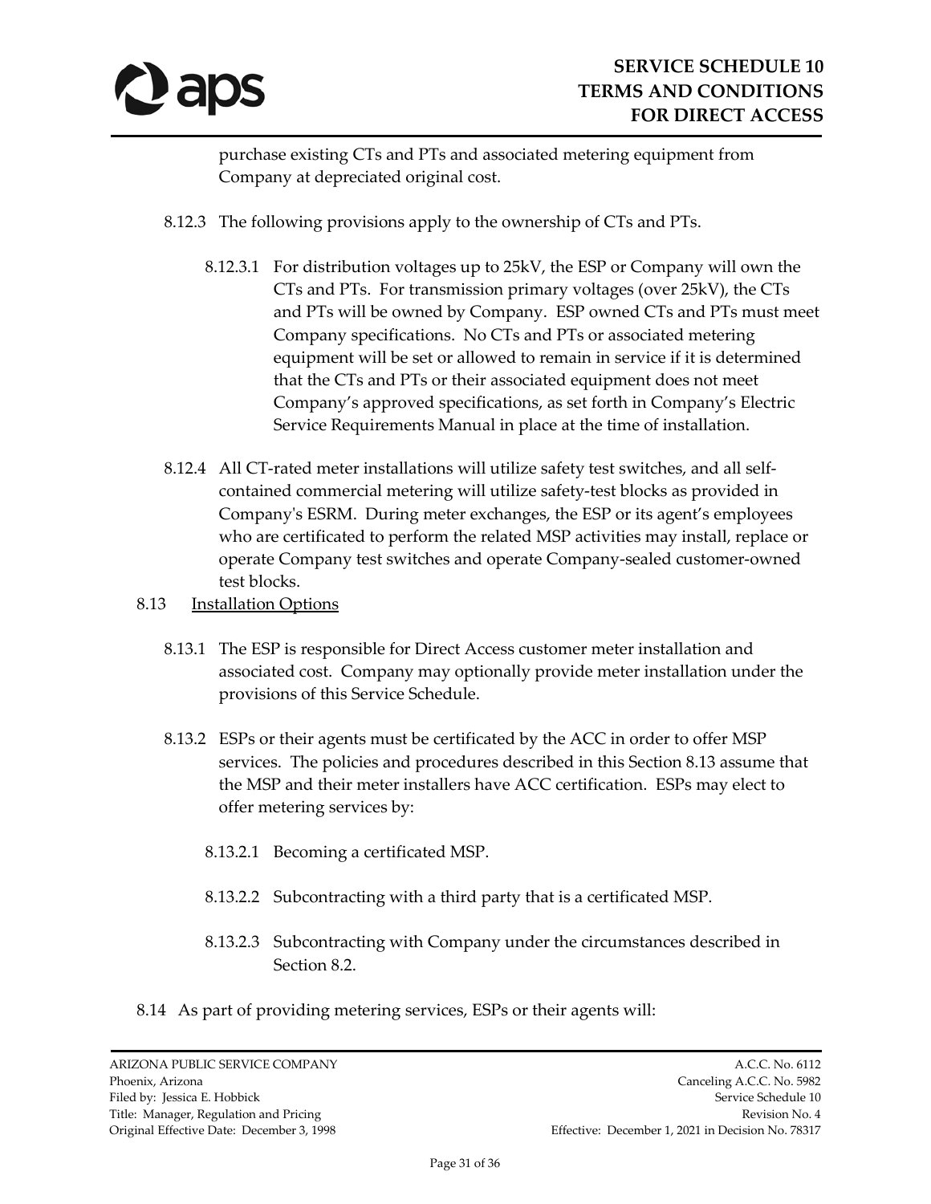purchase existing CTs and PTs and associated metering equipment from Company at depreciated original cost.

8.12.3 The following provisions apply to the ownership of CTs and PTs.

8.12.3.1 For distribution voltages up to 25kV, the ESP or Company will own the CTs and PTs. For transmission primary voltages (over 25kV), the CTs and PTs will be owned by Company. ESP owned CTs and PTs must meet Company specifications. No CTs and PTs or associated metering equipment will be set or allowed to remain in service if it is determined that the CTs and PTs or their associated equipment does not meet Company's approved specifications, as set forth in Company's Electric Service Requirements Manual in place at the time of installation.

8.12.4 All CT-rated meter installations will utilize safety test switches, and all self-contained commercial metering will utilize safety-test blocks as provided in Company's ESRM. During meter exchanges, the ESP or its agent's employees who are certificated to perform the related MSP activities may install, replace or operate Company test switches and operate Company-sealed customer-owned test blocks.

8.13 Installation Options

8.13.1 The ESP is responsible for Direct Access customer meter installation and associated cost. Company may optionally provide meter installation under the provisions of this Service Schedule.

8.13.2 ESPs or their agents must be certificated by the ACC in order to offer MSP services. The policies and procedures described in this Section 8.13 assume that the MSP and their meter installers have ACC certification. ESPs may elect to offer metering services by:

8.13.2.1 Becoming a certificated MSP.

8.13.2.2 Subcontracting with a third party that is a certificated MSP.

8.13.2.3 Subcontracting with Company under the circumstances described in Section 8.2.

8.14 As part of providing metering services, ESPs or their agents will: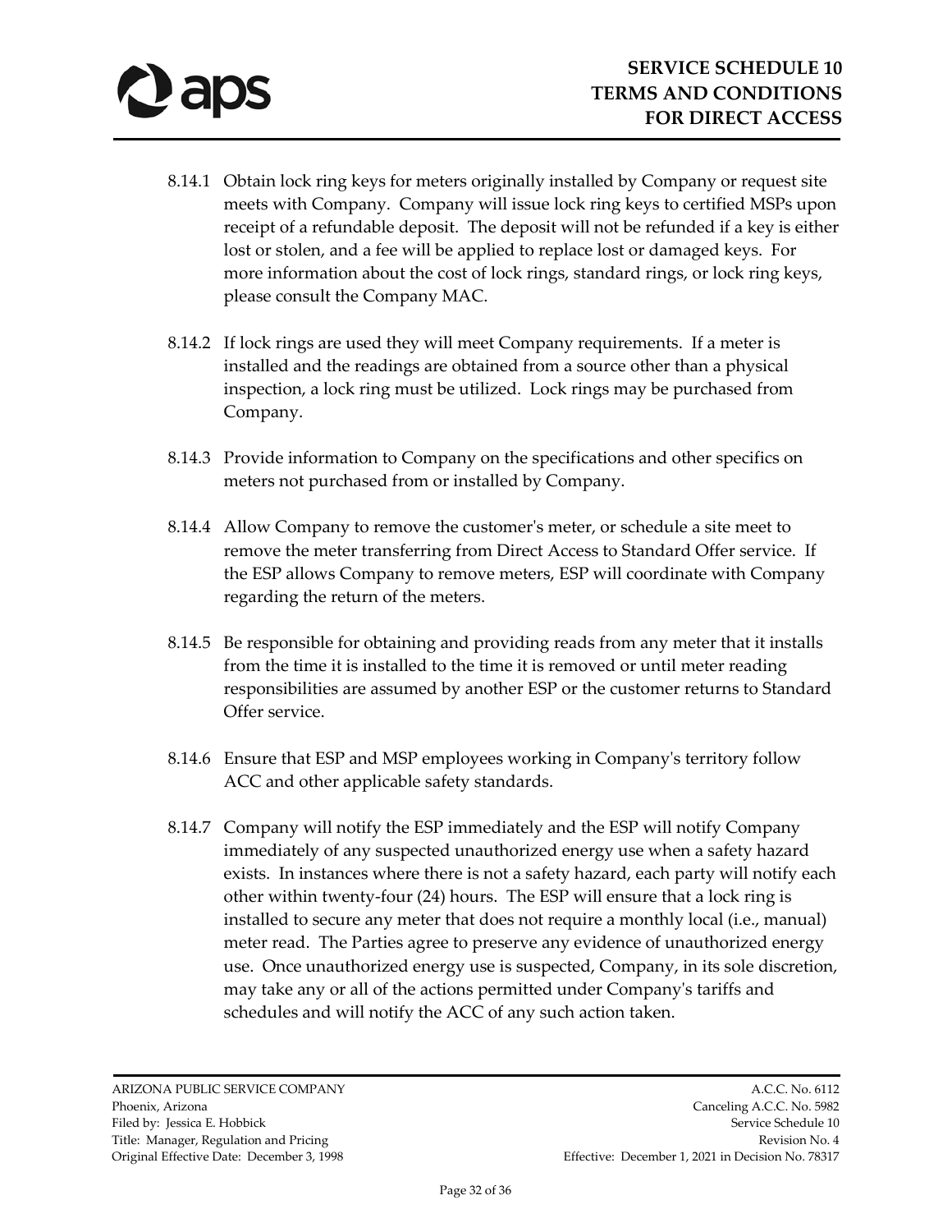8.14.1 Obtain lock ring keys for meters originally installed by Company or request site meets with Company. Company will issue lock ring keys to certified MSPs upon receipt of a refundable deposit. The deposit will not be refunded if a key is either lost or stolen, and a fee will be applied to replace lost or damaged keys. For more information about the cost of lock rings, standard rings, or lock ring keys, please consult the Company MAC.

8.14.2 If lock rings are used they will meet Company requirements. If a meter is installed and the readings are obtained from a source other than a physical inspection, a lock ring must be utilized. Lock rings may be purchased from Company.

8.14.3 Provide information to Company on the specifications and other specifics on meters not purchased from or installed by Company.

8.14.4 Allow Company to remove the customer's meter, or schedule a site meet to remove the meter transferring from Direct Access to Standard Offer service. If the ESP allows Company to remove meters, ESP will coordinate with Company regarding the return of the meters.

8.14.5 Be responsible for obtaining and providing reads from any meter that it installs from the time it is installed to the time it is removed or until meter reading responsibilities are assumed by another ESP or the customer returns to Standard Offer service.

8.14.6 Ensure that ESP and MSP employees working in Company's territory follow ACC and other applicable safety standards.

8.14.7 Company will notify the ESP immediately and the ESP will notify Company immediately of any suspected unauthorized energy use when a safety hazard exists. In instances where there is not a safety hazard, each party will notify each other within twenty-four (24) hours. The ESP will ensure that a lock ring is installed to secure any meter that does not require a monthly local (i.e., manual) meter read. The Parties agree to preserve any evidence of unauthorized energy use. Once unauthorized energy use is suspected, Company, in its sole discretion, may take any or all of the actions permitted under Company's tariffs and schedules and will notify the ACC of any such action taken.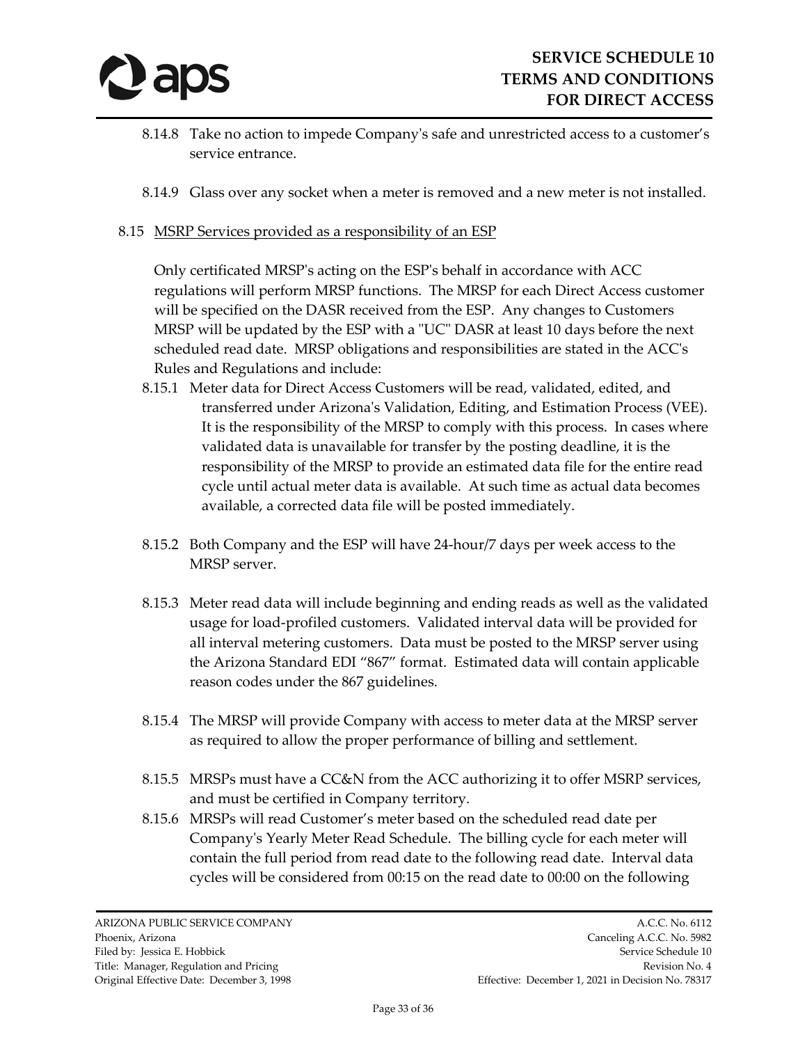8.14.8 Take no action to impede Company's safe and unrestricted access to a customer's service entrance.

8.14.9 Glass over any socket when a meter is removed and a new meter is not installed.

8.15 MSRP Services provided as a responsibility of an ESP

Only certificated MRSP's acting on the ESP's behalf in accordance with ACC regulations will perform MRSP functions. The MRSP for each Direct Access customer will be specified on the DASR received from the ESP. Any changes to Customers MRSP will be updated by the ESP with a "UC" DASR at least 10 days before the next scheduled read date. MRSP obligations and responsibilities are stated in the ACC's Rules and Regulations and include:

8.15.1 Meter data for Direct Access Customers will be read, validated, edited, and transferred under Arizona's Validation, Editing, and Estimation Process (VEE). It is the responsibility of the MRSP to comply with this process. In cases where validated data is unavailable for transfer by the posting deadline, it is the responsibility of the MRSP to provide an estimated data file for the entire read cycle until actual meter data is available. At such time as actual data becomes available, a corrected data file will be posted immediately.

8.15.2 Both Company and the ESP will have 24-hour/7 days per week access to the MRSP server.

8.15.3 Meter read data will include beginning and ending reads as well as the validated usage for load-profiled customers. Validated interval data will be provided for all interval metering customers. Data must be posted to the MRSP server using the Arizona Standard EDI "867" format. Estimated data will contain applicable reason codes under the 867 guidelines.

8.15.4 The MRSP will provide Company with access to meter data at the MRSP server as required to allow the proper performance of billing and settlement.

8.15.5 MRSPs must have a CC&N from the ACC authorizing it to offer MSRP services, and must be certified in Company territory.

8.15.6 MRSPs will read Customer's meter based on the scheduled read date per Company's Yearly Meter Read Schedule. The billing cycle for each meter will contain the full period from read date to the following read date. Interval data cycles will be considered from 00:15 on the read date to 00:00 on the following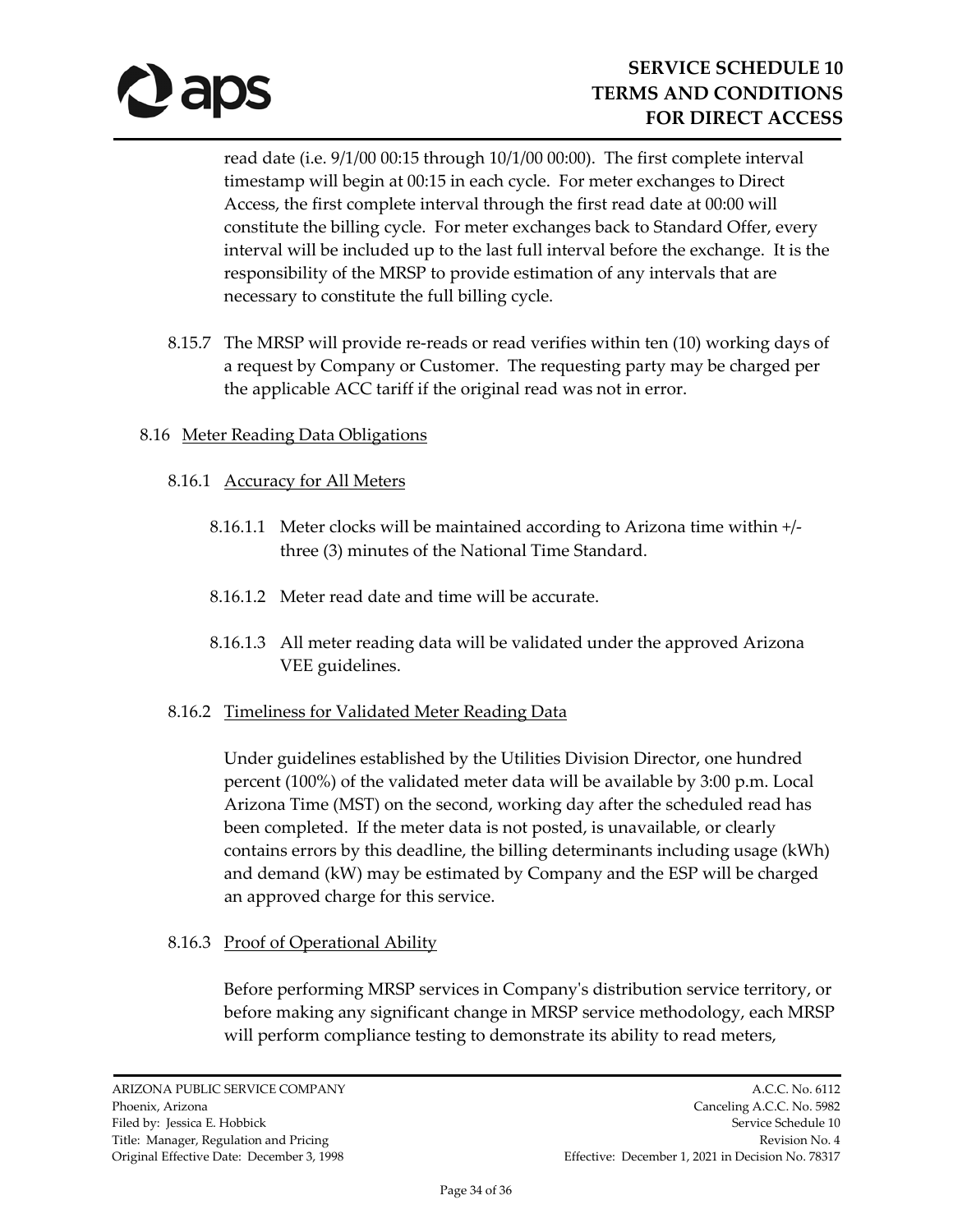read date (i.e. 9/1/00 00:15 through 10/1/00 00:00). The first complete interval timestamp will begin at 00:15 in each cycle. For meter exchanges to Direct Access, the first complete interval through the first read date at 00:00 will constitute the billing cycle. For meter exchanges back to Standard Offer, every interval will be included up to the last full interval before the exchange. It is the responsibility of the MRSP to provide estimation of any intervals that are necessary to constitute the full billing cycle.

8.15.7 The MRSP will provide re-reads or read verifies within ten (10) working days of a request by Company or Customer. The requesting party may be charged per the applicable ACC tariff if the original read was not in error.

8.16 Meter Reading Data Obligations

8.16.1 Accuracy for All Meters

8.16.1.1 Meter clocks will be maintained according to Arizona time within +/- three (3) minutes of the National Time Standard.

8.16.1.2 Meter read date and time will be accurate.

8.16.1.3 All meter reading data will be validated under the approved Arizona VEE guidelines.

8.16.2 Timeliness for Validated Meter Reading Data

Under guidelines established by the Utilities Division Director, one hundred percent (100%) of the validated meter data will be available by 3:00 p.m. Local Arizona Time (MST) on the second, working day after the scheduled read has been completed. If the meter data is not posted, is unavailable, or clearly contains errors by this deadline, the billing determinants including usage (kWh) and demand (kW) may be estimated by Company and the ESP will be charged an approved charge for this service.

8.16.3 Proof of Operational Ability

Before performing MRSP services in Company's distribution service territory, or before making any significant change in MRSP service methodology, each MRSP will perform compliance testing to demonstrate its ability to read meters,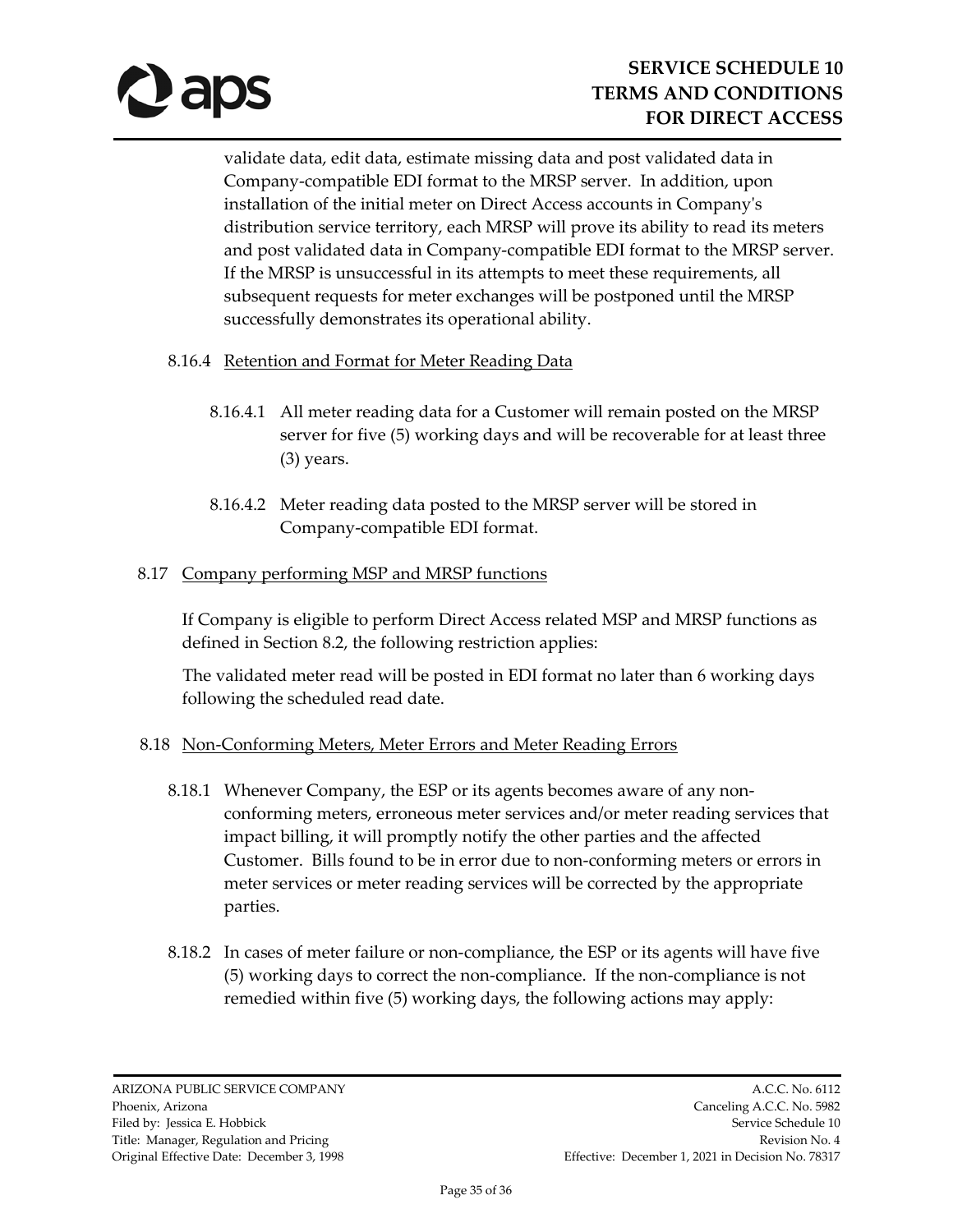validate data, edit data, estimate missing data and post validated data in Company-compatible EDI format to the MRSP server. In addition, upon installation of the initial meter on Direct Access accounts in Company's distribution service territory, each MRSP will prove its ability to read its meters and post validated data in Company-compatible EDI format to the MRSP server. If the MRSP is unsuccessful in its attempts to meet these requirements, all subsequent requests for meter exchanges will be postponed until the MRSP successfully demonstrates its operational ability.

8.16.4 Retention and Format for Meter Reading Data

8.16.4.1 All meter reading data for a Customer will remain posted on the MRSP server for five (5) working days and will be recoverable for at least three (3) years.

8.16.4.2 Meter reading data posted to the MRSP server will be stored in Company-compatible EDI format.

8.17 Company performing MSP and MRSP functions

If Company is eligible to perform Direct Access related MSP and MRSP functions as defined in Section 8.2, the following restriction applies:

The validated meter read will be posted in EDI format no later than 6 working days following the scheduled read date.

8.18 Non-Conforming Meters, Meter Errors and Meter Reading Errors

8.18.1 Whenever Company, the ESP or its agents becomes aware of any non-conforming meters, erroneous meter services and/or meter reading services that impact billing, it will promptly notify the other parties and the affected Customer. Bills found to be in error due to non-conforming meters or errors in meter services or meter reading services will be corrected by the appropriate parties.

8.18.2 In cases of meter failure or non-compliance, the ESP or its agents will have five (5) working days to correct the non-compliance. If the non-compliance is not remedied within five (5) working days, the following actions may apply: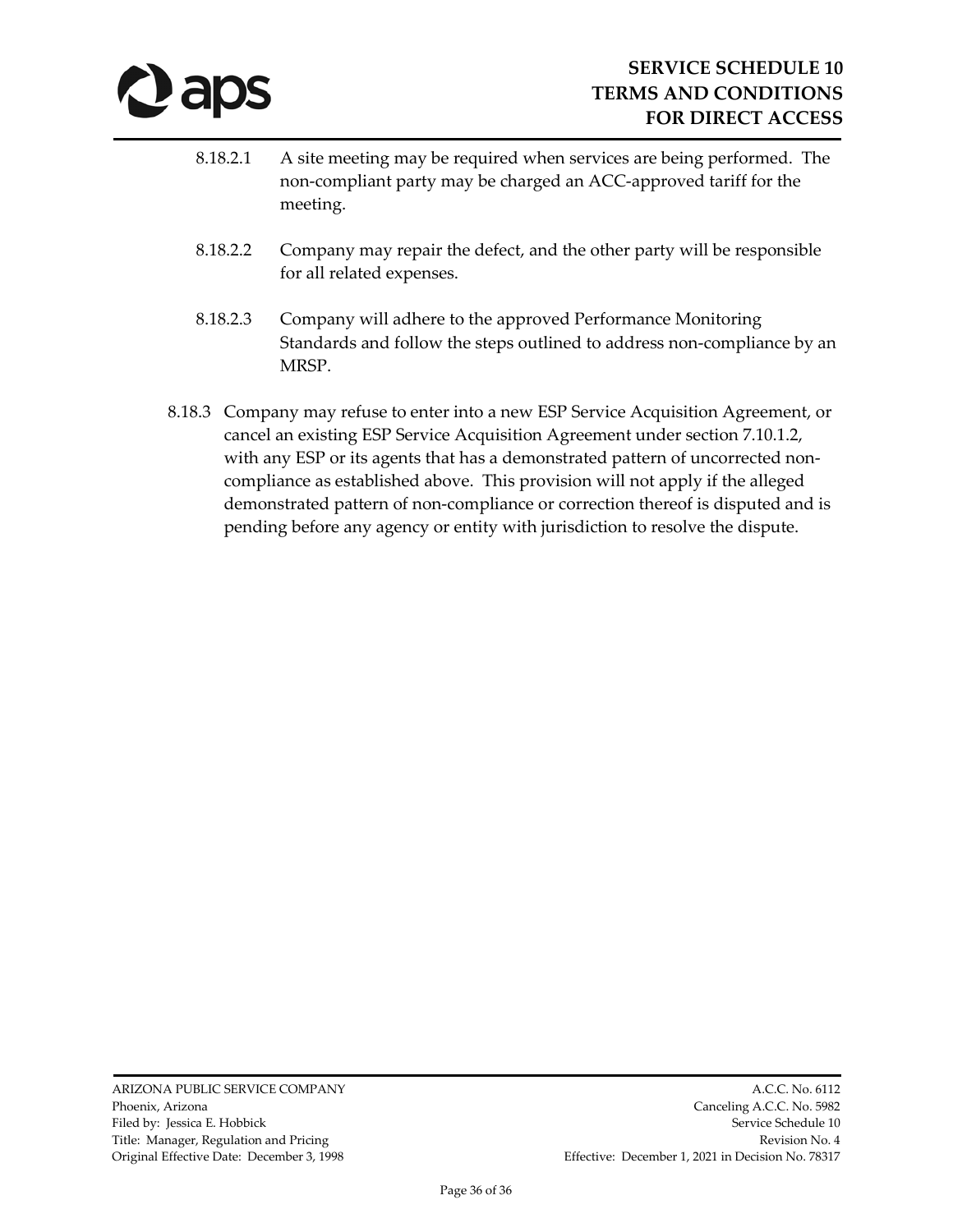8.18.2.1 A site meeting may be required when services are being performed. The non-compliant party may be charged an ACC-approved tariff for the meeting.

8.18.2.2 Company may repair the defect, and the other party will be responsible for all related expenses.

8.18.2.3 Company will adhere to the approved Performance Monitoring Standards and follow the steps outlined to address non-compliance by an MRSP.

8.18.3 Company may refuse to enter into a new ESP Service Acquisition Agreement, or cancel an existing ESP Service Acquisition Agreement under section 7.10.1.2, with any ESP or its agents that has a demonstrated pattern of uncorrected non-compliance as established above. This provision will not apply if the alleged demonstrated pattern of non-compliance or correction thereof is disputed and is pending before any agency or entity with jurisdiction to resolve the dispute.